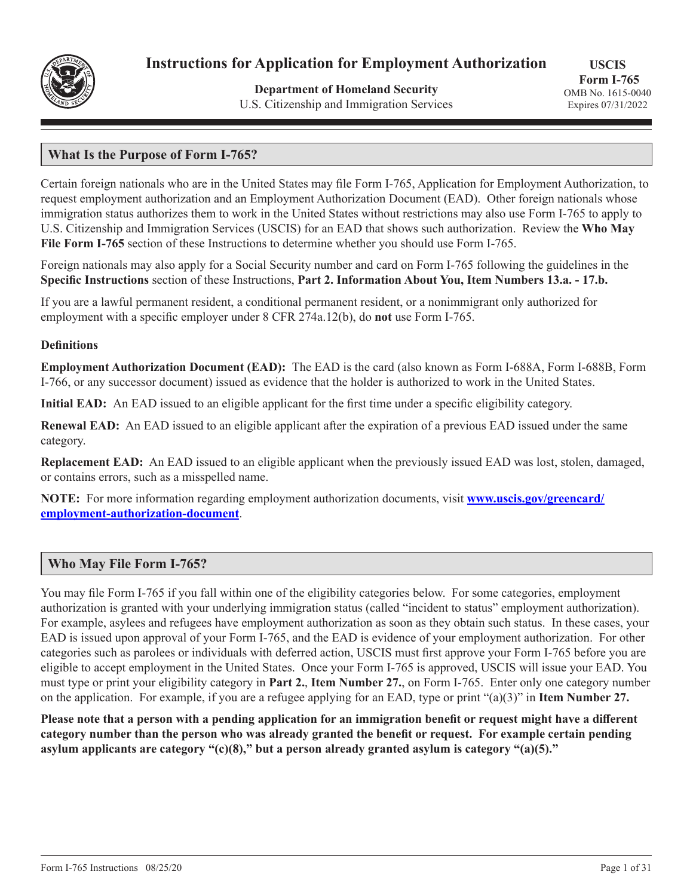# Instructions for Application for Employment Authorization

**Department of Homeland Security**
U.S. Citizenship and Immigration Services

**USCIS Form I-765**
OMB No. 1615-0040
Expires 07/31/2022

## What Is the Purpose of Form I-765?

Certain foreign nationals who are in the United States may file Form I-765, Application for Employment Authorization, to request employment authorization and an Employment Authorization Document (EAD). Other foreign nationals whose immigration status authorizes them to work in the United States without restrictions may also use Form I-765 to apply to U.S. Citizenship and Immigration Services (USCIS) for an EAD that shows such authorization. Review the **Who May File Form I-765** section of these Instructions to determine whether you should use Form I-765.

Foreign nationals may also apply for a Social Security number and card on Form I-765 following the guidelines in the **Specific Instructions** section of these Instructions, **Part 2. Information About You, Item Numbers 13.a. - 17.b.**

If you are a lawful permanent resident, a conditional permanent resident, or a nonimmigrant only authorized for employment with a specific employer under 8 CFR 274a.12(b), do **not** use Form I-765.

### Definitions

**Employment Authorization Document (EAD):** The EAD is the card (also known as Form I-688A, Form I-688B, Form I-766, or any successor document) issued as evidence that the holder is authorized to work in the United States.

**Initial EAD:** An EAD issued to an eligible applicant for the first time under a specific eligibility category.

**Renewal EAD:** An EAD issued to an eligible applicant after the expiration of a previous EAD issued under the same category.

**Replacement EAD:** An EAD issued to an eligible applicant when the previously issued EAD was lost, stolen, damaged, or contains errors, such as a misspelled name.

**NOTE:** For more information regarding employment authorization documents, visit **www.uscis.gov/greencard/employment-authorization-document**.

## Who May File Form I-765?

You may file Form I-765 if you fall within one of the eligibility categories below. For some categories, employment authorization is granted with your underlying immigration status (called "incident to status" employment authorization). For example, asylees and refugees have employment authorization as soon as they obtain such status. In these cases, your EAD is issued upon approval of your Form I-765, and the EAD is evidence of your employment authorization. For other categories such as parolees or individuals with deferred action, USCIS must first approve your Form I-765 before you are eligible to accept employment in the United States. Once your Form I-765 is approved, USCIS will issue your EAD. You must type or print your eligibility category in **Part 2.**, **Item Number 27.**, on Form I-765. Enter only one category number on the application. For example, if you are a refugee applying for an EAD, type or print "(a)(3)" in **Item Number 27.**

**Please note that a person with a pending application for an immigration benefit or request might have a different category number than the person who was already granted the benefit or request. For example certain pending asylum applicants are category "(c)(8)," but a person already granted asylum is category "(a)(5)."**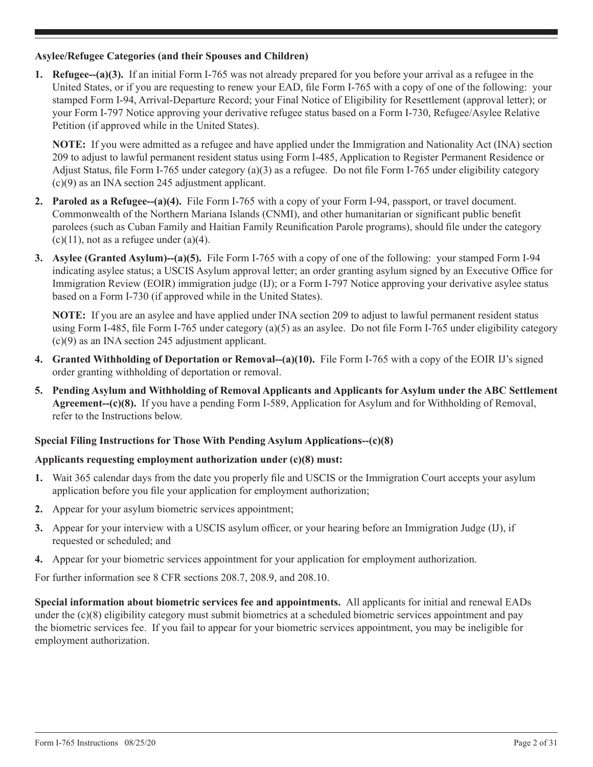**Asylee/Refugee Categories (and their Spouses and Children)**

1. **Refugee--(a)(3).** If an initial Form I-765 was not already prepared for you before your arrival as a refugee in the United States, or if you are requesting to renew your EAD, file Form I-765 with a copy of one of the following: your stamped Form I-94, Arrival-Departure Record; your Final Notice of Eligibility for Resettlement (approval letter); or your Form I-797 Notice approving your derivative refugee status based on a Form I-730, Refugee/Asylee Relative Petition (if approved while in the United States).

   **NOTE:** If you were admitted as a refugee and have applied under the Immigration and Nationality Act (INA) section 209 to adjust to lawful permanent resident status using Form I-485, Application to Register Permanent Residence or Adjust Status, file Form I-765 under category (a)(3) as a refugee. Do not file Form I-765 under eligibility category (c)(9) as an INA section 245 adjustment applicant.

2. **Paroled as a Refugee--(a)(4).** File Form I-765 with a copy of your Form I-94, passport, or travel document. Commonwealth of the Northern Mariana Islands (CNMI), and other humanitarian or significant public benefit parolees (such as Cuban Family and Haitian Family Reunification Parole programs), should file under the category (c)(11), not as a refugee under (a)(4).

3. **Asylee (Granted Asylum)--(a)(5).** File Form I-765 with a copy of one of the following: your stamped Form I-94 indicating asylee status; a USCIS Asylum approval letter; an order granting asylum signed by an Executive Office for Immigration Review (EOIR) immigration judge (IJ); or a Form I-797 Notice approving your derivative asylee status based on a Form I-730 (if approved while in the United States).

   **NOTE:** If you are an asylee and have applied under INA section 209 to adjust to lawful permanent resident status using Form I-485, file Form I-765 under category (a)(5) as an asylee. Do not file Form I-765 under eligibility category (c)(9) as an INA section 245 adjustment applicant.

4. **Granted Withholding of Deportation or Removal--(a)(10).** File Form I-765 with a copy of the EOIR IJ's signed order granting withholding of deportation or removal.

5. **Pending Asylum and Withholding of Removal Applicants and Applicants for Asylum under the ABC Settlement Agreement--(c)(8).** If you have a pending Form I-589, Application for Asylum and for Withholding of Removal, refer to the Instructions below.

**Special Filing Instructions for Those With Pending Asylum Applications--(c)(8)**

**Applicants requesting employment authorization under (c)(8) must:**

1. Wait 365 calendar days from the date you properly file and USCIS or the Immigration Court accepts your asylum application before you file your application for employment authorization;
2. Appear for your asylum biometric services appointment;
3. Appear for your interview with a USCIS asylum officer, or your hearing before an Immigration Judge (IJ), if requested or scheduled; and
4. Appear for your biometric services appointment for your application for employment authorization.

For further information see 8 CFR sections 208.7, 208.9, and 208.10.

**Special information about biometric services fee and appointments.** All applicants for initial and renewal EADs under the (c)(8) eligibility category must submit biometrics at a scheduled biometric services appointment and pay the biometric services fee. If you fail to appear for your biometric services appointment, you may be ineligible for employment authorization.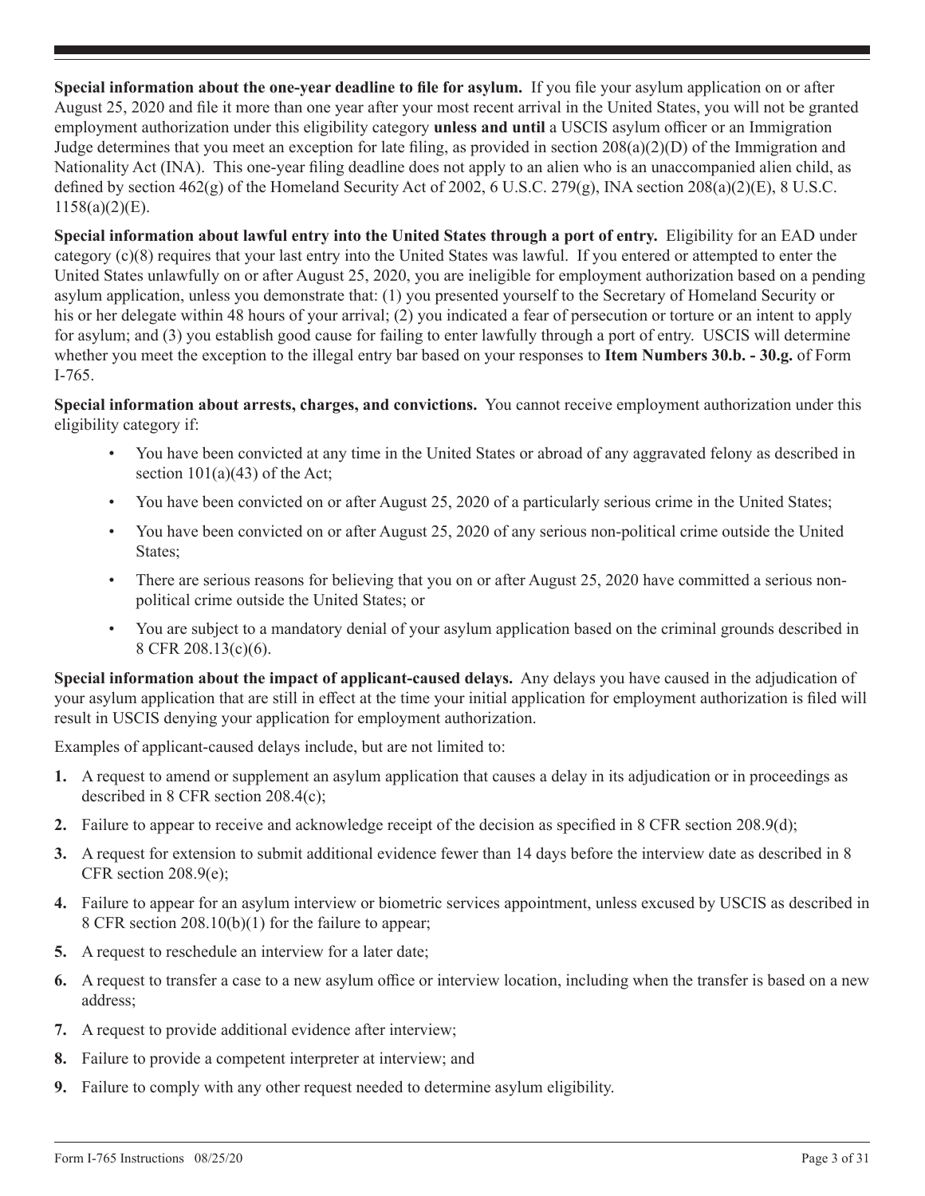**Special information about the one-year deadline to file for asylum.** If you file your asylum application on or after August 25, 2020 and file it more than one year after your most recent arrival in the United States, you will not be granted employment authorization under this eligibility category **unless and until** a USCIS asylum officer or an Immigration Judge determines that you meet an exception for late filing, as provided in section 208(a)(2)(D) of the Immigration and Nationality Act (INA). This one-year filing deadline does not apply to an alien who is an unaccompanied alien child, as defined by section 462(g) of the Homeland Security Act of 2002, 6 U.S.C. 279(g), INA section 208(a)(2)(E), 8 U.S.C. 1158(a)(2)(E).

**Special information about lawful entry into the United States through a port of entry.** Eligibility for an EAD under category (c)(8) requires that your last entry into the United States was lawful. If you entered or attempted to enter the United States unlawfully on or after August 25, 2020, you are ineligible for employment authorization based on a pending asylum application, unless you demonstrate that: (1) you presented yourself to the Secretary of Homeland Security or his or her delegate within 48 hours of your arrival; (2) you indicated a fear of persecution or torture or an intent to apply for asylum; and (3) you establish good cause for failing to enter lawfully through a port of entry. USCIS will determine whether you meet the exception to the illegal entry bar based on your responses to **Item Numbers 30.b. - 30.g.** of Form I-765.

**Special information about arrests, charges, and convictions.** You cannot receive employment authorization under this eligibility category if:

- You have been convicted at any time in the United States or abroad of any aggravated felony as described in section 101(a)(43) of the Act;
- You have been convicted on or after August 25, 2020 of a particularly serious crime in the United States;
- You have been convicted on or after August 25, 2020 of any serious non-political crime outside the United States;
- There are serious reasons for believing that you on or after August 25, 2020 have committed a serious non-political crime outside the United States; or
- You are subject to a mandatory denial of your asylum application based on the criminal grounds described in 8 CFR 208.13(c)(6).

**Special information about the impact of applicant-caused delays.** Any delays you have caused in the adjudication of your asylum application that are still in effect at the time your initial application for employment authorization is filed will result in USCIS denying your application for employment authorization.

Examples of applicant-caused delays include, but are not limited to:

1. A request to amend or supplement an asylum application that causes a delay in its adjudication or in proceedings as described in 8 CFR section 208.4(c);
2. Failure to appear to receive and acknowledge receipt of the decision as specified in 8 CFR section 208.9(d);
3. A request for extension to submit additional evidence fewer than 14 days before the interview date as described in 8 CFR section 208.9(e);
4. Failure to appear for an asylum interview or biometric services appointment, unless excused by USCIS as described in 8 CFR section 208.10(b)(1) for the failure to appear;
5. A request to reschedule an interview for a later date;
6. A request to transfer a case to a new asylum office or interview location, including when the transfer is based on a new address;
7. A request to provide additional evidence after interview;
8. Failure to provide a competent interpreter at interview; and
9. Failure to comply with any other request needed to determine asylum eligibility.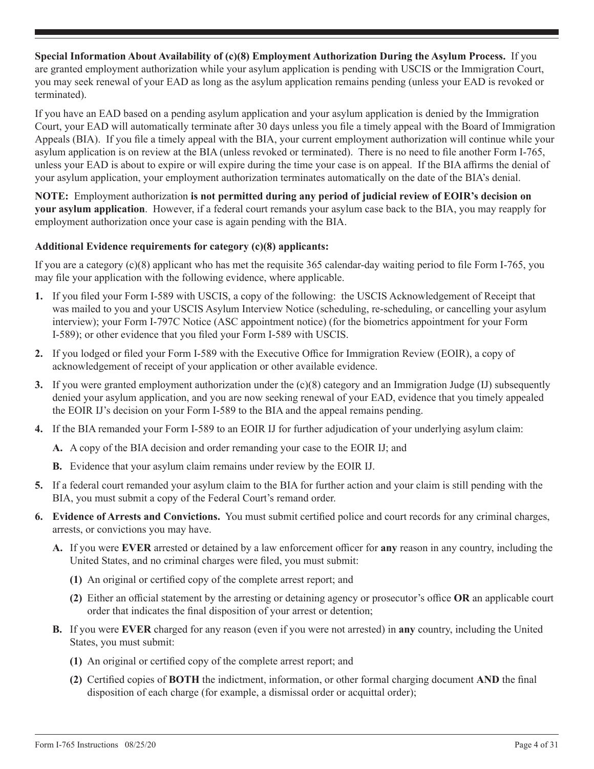**Special Information About Availability of (c)(8) Employment Authorization During the Asylum Process.** If you are granted employment authorization while your asylum application is pending with USCIS or the Immigration Court, you may seek renewal of your EAD as long as the asylum application remains pending (unless your EAD is revoked or terminated).

If you have an EAD based on a pending asylum application and your asylum application is denied by the Immigration Court, your EAD will automatically terminate after 30 days unless you file a timely appeal with the Board of Immigration Appeals (BIA). If you file a timely appeal with the BIA, your current employment authorization will continue while your asylum application is on review at the BIA (unless revoked or terminated). There is no need to file another Form I-765, unless your EAD is about to expire or will expire during the time your case is on appeal. If the BIA affirms the denial of your asylum application, your employment authorization terminates automatically on the date of the BIA's denial.

**NOTE:** Employment authorization **is not permitted during any period of judicial review of EOIR's decision on your asylum application**. However, if a federal court remands your asylum case back to the BIA, you may reapply for employment authorization once your case is again pending with the BIA.

**Additional Evidence requirements for category (c)(8) applicants:**

If you are a category (c)(8) applicant who has met the requisite 365 calendar-day waiting period to file Form I-765, you may file your application with the following evidence, where applicable.

1. If you filed your Form I-589 with USCIS, a copy of the following: the USCIS Acknowledgement of Receipt that was mailed to you and your USCIS Asylum Interview Notice (scheduling, re-scheduling, or cancelling your asylum interview); your Form I-797C Notice (ASC appointment notice) (for the biometrics appointment for your Form I-589); or other evidence that you filed your Form I-589 with USCIS.
2. If you lodged or filed your Form I-589 with the Executive Office for Immigration Review (EOIR), a copy of acknowledgement of receipt of your application or other available evidence.
3. If you were granted employment authorization under the (c)(8) category and an Immigration Judge (IJ) subsequently denied your asylum application, and you are now seeking renewal of your EAD, evidence that you timely appealed the EOIR IJ's decision on your Form I-589 to the BIA and the appeal remains pending.
4. If the BIA remanded your Form I-589 to an EOIR IJ for further adjudication of your underlying asylum claim:
   - **A.** A copy of the BIA decision and order remanding your case to the EOIR IJ; and
   - **B.** Evidence that your asylum claim remains under review by the EOIR IJ.
5. If a federal court remanded your asylum claim to the BIA for further action and your claim is still pending with the BIA, you must submit a copy of the Federal Court's remand order.
6. **Evidence of Arrests and Convictions.** You must submit certified police and court records for any criminal charges, arrests, or convictions you may have.
   - **A.** If you were **EVER** arrested or detained by a law enforcement officer for **any** reason in any country, including the United States, and no criminal charges were filed, you must submit:
     - **(1)** An original or certified copy of the complete arrest report; and
     - **(2)** Either an official statement by the arresting or detaining agency or prosecutor's office **OR** an applicable court order that indicates the final disposition of your arrest or detention;
   - **B.** If you were **EVER** charged for any reason (even if you were not arrested) in **any** country, including the United States, you must submit:
     - **(1)** An original or certified copy of the complete arrest report; and
     - **(2)** Certified copies of **BOTH** the indictment, information, or other formal charging document **AND** the final disposition of each charge (for example, a dismissal order or acquittal order);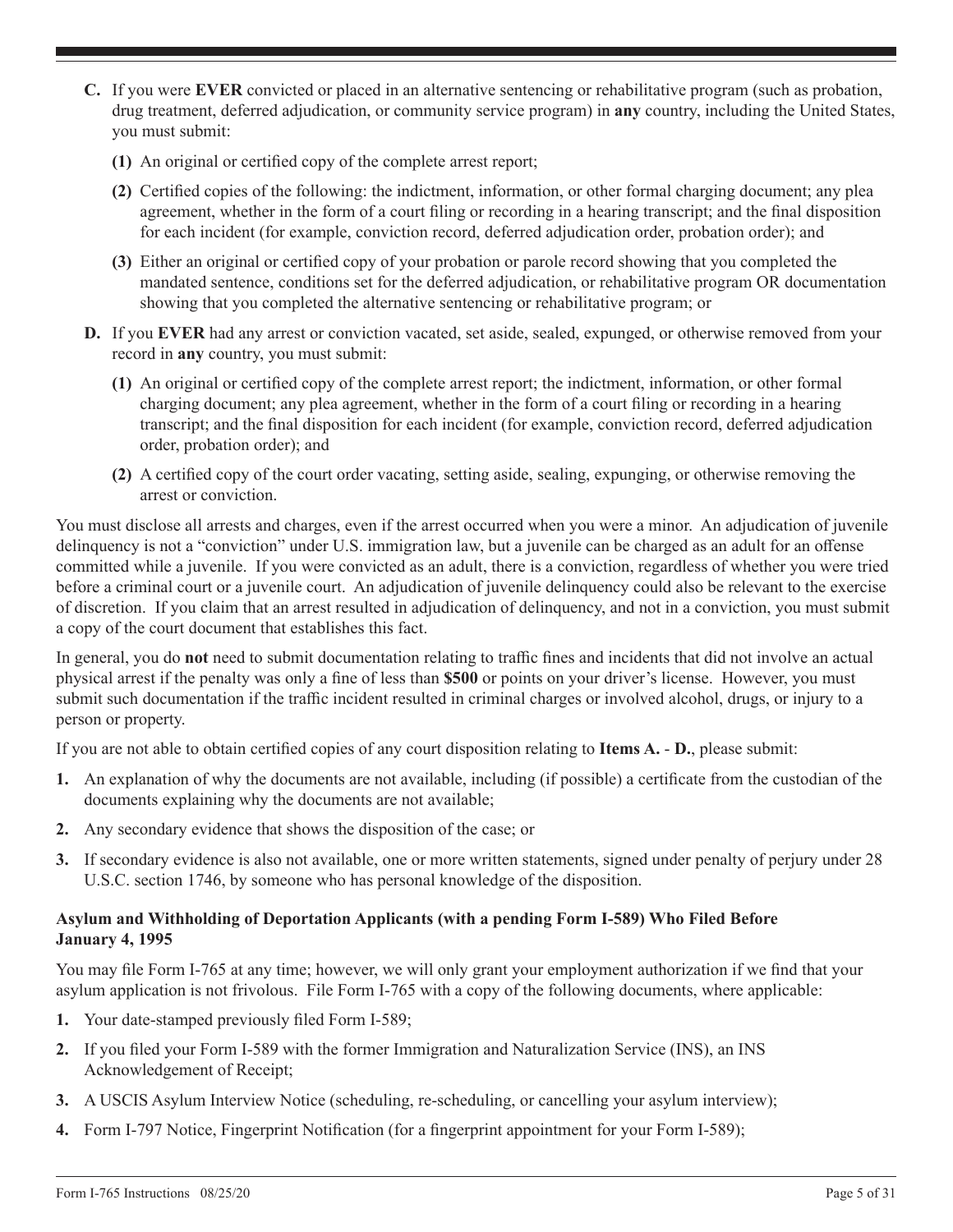**C.** If you were **EVER** convicted or placed in an alternative sentencing or rehabilitative program (such as probation, drug treatment, deferred adjudication, or community service program) in **any** country, including the United States, you must submit:

**(1)** An original or certified copy of the complete arrest report;

**(2)** Certified copies of the following: the indictment, information, or other formal charging document; any plea agreement, whether in the form of a court filing or recording in a hearing transcript; and the final disposition for each incident (for example, conviction record, deferred adjudication order, probation order); and

**(3)** Either an original or certified copy of your probation or parole record showing that you completed the mandated sentence, conditions set for the deferred adjudication, or rehabilitative program OR documentation showing that you completed the alternative sentencing or rehabilitative program; or

**D.** If you **EVER** had any arrest or conviction vacated, set aside, sealed, expunged, or otherwise removed from your record in **any** country, you must submit:

**(1)** An original or certified copy of the complete arrest report; the indictment, information, or other formal charging document; any plea agreement, whether in the form of a court filing or recording in a hearing transcript; and the final disposition for each incident (for example, conviction record, deferred adjudication order, probation order); and

**(2)** A certified copy of the court order vacating, setting aside, sealing, expunging, or otherwise removing the arrest or conviction.

You must disclose all arrests and charges, even if the arrest occurred when you were a minor. An adjudication of juvenile delinquency is not a "conviction" under U.S. immigration law, but a juvenile can be charged as an adult for an offense committed while a juvenile. If you were convicted as an adult, there is a conviction, regardless of whether you were tried before a criminal court or a juvenile court. An adjudication of juvenile delinquency could also be relevant to the exercise of discretion. If you claim that an arrest resulted in adjudication of delinquency, and not in a conviction, you must submit a copy of the court document that establishes this fact.

In general, you do **not** need to submit documentation relating to traffic fines and incidents that did not involve an actual physical arrest if the penalty was only a fine of less than **$500** or points on your driver's license. However, you must submit such documentation if the traffic incident resulted in criminal charges or involved alcohol, drugs, or injury to a person or property.

If you are not able to obtain certified copies of any court disposition relating to **Items A.** - **D.**, please submit:

1. An explanation of why the documents are not available, including (if possible) a certificate from the custodian of the documents explaining why the documents are not available;
2. Any secondary evidence that shows the disposition of the case; or
3. If secondary evidence is also not available, one or more written statements, signed under penalty of perjury under 28 U.S.C. section 1746, by someone who has personal knowledge of the disposition.

**Asylum and Withholding of Deportation Applicants (with a pending Form I-589) Who Filed Before January 4, 1995**

You may file Form I-765 at any time; however, we will only grant your employment authorization if we find that your asylum application is not frivolous. File Form I-765 with a copy of the following documents, where applicable:

1. Your date-stamped previously filed Form I-589;
2. If you filed your Form I-589 with the former Immigration and Naturalization Service (INS), an INS Acknowledgement of Receipt;
3. A USCIS Asylum Interview Notice (scheduling, re-scheduling, or cancelling your asylum interview);
4. Form I-797 Notice, Fingerprint Notification (for a fingerprint appointment for your Form I-589);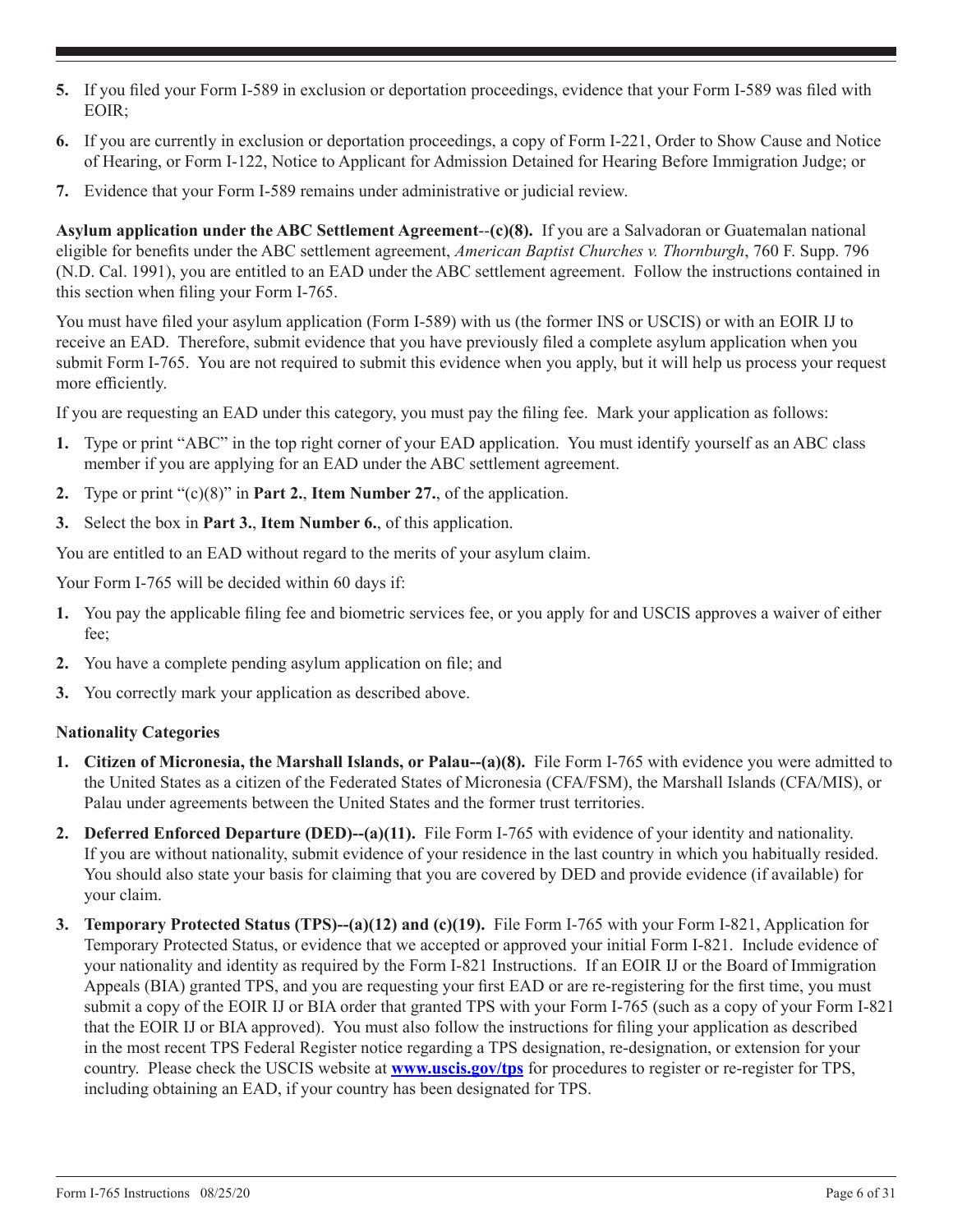5. If you filed your Form I-589 in exclusion or deportation proceedings, evidence that your Form I-589 was filed with EOIR;
6. If you are currently in exclusion or deportation proceedings, a copy of Form I-221, Order to Show Cause and Notice of Hearing, or Form I-122, Notice to Applicant for Admission Detained for Hearing Before Immigration Judge; or
7. Evidence that your Form I-589 remains under administrative or judicial review.

**Asylum application under the ABC Settlement Agreement--(c)(8).** If you are a Salvadoran or Guatemalan national eligible for benefits under the ABC settlement agreement, *American Baptist Churches v. Thornburgh*, 760 F. Supp. 796 (N.D. Cal. 1991), you are entitled to an EAD under the ABC settlement agreement. Follow the instructions contained in this section when filing your Form I-765.

You must have filed your asylum application (Form I-589) with us (the former INS or USCIS) or with an EOIR IJ to receive an EAD. Therefore, submit evidence that you have previously filed a complete asylum application when you submit Form I-765. You are not required to submit this evidence when you apply, but it will help us process your request more efficiently.

If you are requesting an EAD under this category, you must pay the filing fee. Mark your application as follows:

1. Type or print "ABC" in the top right corner of your EAD application. You must identify yourself as an ABC class member if you are applying for an EAD under the ABC settlement agreement.
2. Type or print "(c)(8)" in **Part 2.**, **Item Number 27.**, of the application.
3. Select the box in **Part 3.**, **Item Number 6.**, of this application.

You are entitled to an EAD without regard to the merits of your asylum claim.

Your Form I-765 will be decided within 60 days if:

1. You pay the applicable filing fee and biometric services fee, or you apply for and USCIS approves a waiver of either fee;
2. You have a complete pending asylum application on file; and
3. You correctly mark your application as described above.

**Nationality Categories**

1. **Citizen of Micronesia, the Marshall Islands, or Palau--(a)(8).** File Form I-765 with evidence you were admitted to the United States as a citizen of the Federated States of Micronesia (CFA/FSM), the Marshall Islands (CFA/MIS), or Palau under agreements between the United States and the former trust territories.
2. **Deferred Enforced Departure (DED)--(a)(11).** File Form I-765 with evidence of your identity and nationality. If you are without nationality, submit evidence of your residence in the last country in which you habitually resided. You should also state your basis for claiming that you are covered by DED and provide evidence (if available) for your claim.
3. **Temporary Protected Status (TPS)--(a)(12) and (c)(19).** File Form I-765 with your Form I-821, Application for Temporary Protected Status, or evidence that we accepted or approved your initial Form I-821. Include evidence of your nationality and identity as required by the Form I-821 Instructions. If an EOIR IJ or the Board of Immigration Appeals (BIA) granted TPS, and you are requesting your first EAD or are re-registering for the first time, you must submit a copy of the EOIR IJ or BIA order that granted TPS with your Form I-765 (such as a copy of your Form I-821 that the EOIR IJ or BIA approved). You must also follow the instructions for filing your application as described in the most recent TPS Federal Register notice regarding a TPS designation, re-designation, or extension for your country. Please check the USCIS website at **www.uscis.gov/tps** for procedures to register or re-register for TPS, including obtaining an EAD, if your country has been designated for TPS.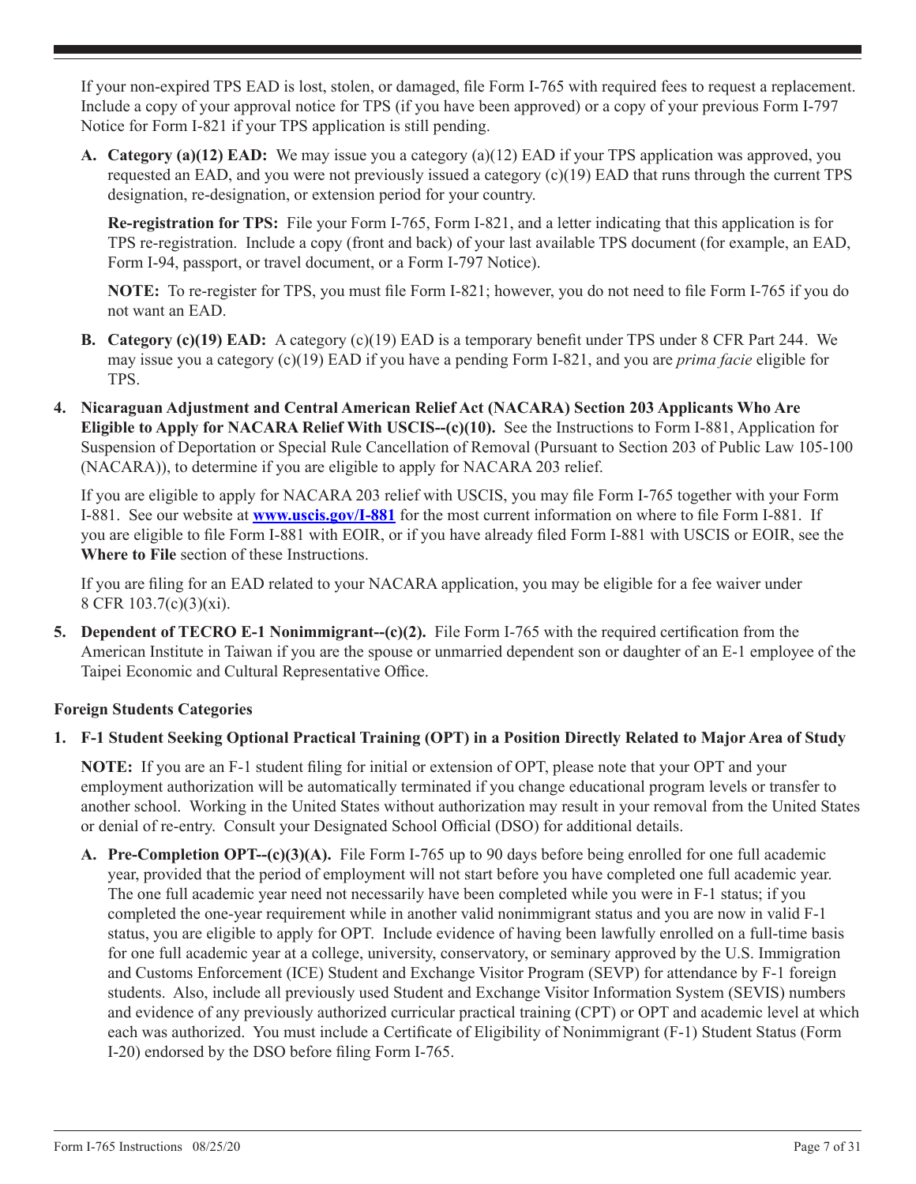If your non-expired TPS EAD is lost, stolen, or damaged, file Form I-765 with required fees to request a replacement. Include a copy of your approval notice for TPS (if you have been approved) or a copy of your previous Form I-797 Notice for Form I-821 if your TPS application is still pending.

**A. Category (a)(12) EAD:** We may issue you a category (a)(12) EAD if your TPS application was approved, you requested an EAD, and you were not previously issued a category (c)(19) EAD that runs through the current TPS designation, re-designation, or extension period for your country.

**Re-registration for TPS:** File your Form I-765, Form I-821, and a letter indicating that this application is for TPS re-registration. Include a copy (front and back) of your last available TPS document (for example, an EAD, Form I-94, passport, or travel document, or a Form I-797 Notice).

**NOTE:** To re-register for TPS, you must file Form I-821; however, you do not need to file Form I-765 if you do not want an EAD.

**B. Category (c)(19) EAD:** A category (c)(19) EAD is a temporary benefit under TPS under 8 CFR Part 244. We may issue you a category (c)(19) EAD if you have a pending Form I-821, and you are *prima facie* eligible for TPS.

**4. Nicaraguan Adjustment and Central American Relief Act (NACARA) Section 203 Applicants Who Are Eligible to Apply for NACARA Relief With USCIS--(c)(10).** See the Instructions to Form I-881, Application for Suspension of Deportation or Special Rule Cancellation of Removal (Pursuant to Section 203 of Public Law 105-100 (NACARA)), to determine if you are eligible to apply for NACARA 203 relief.

If you are eligible to apply for NACARA 203 relief with USCIS, you may file Form I-765 together with your Form I-881. See our website at **[www.uscis.gov/I-881](http://www.uscis.gov/I-881)** for the most current information on where to file Form I-881. If you are eligible to file Form I-881 with EOIR, or if you have already filed Form I-881 with USCIS or EOIR, see the **Where to File** section of these Instructions.

If you are filing for an EAD related to your NACARA application, you may be eligible for a fee waiver under 8 CFR 103.7(c)(3)(xi).

**5. Dependent of TECRO E-1 Nonimmigrant--(c)(2).** File Form I-765 with the required certification from the American Institute in Taiwan if you are the spouse or unmarried dependent son or daughter of an E-1 employee of the Taipei Economic and Cultural Representative Office.

**Foreign Students Categories**

**1. F-1 Student Seeking Optional Practical Training (OPT) in a Position Directly Related to Major Area of Study**

**NOTE:** If you are an F-1 student filing for initial or extension of OPT, please note that your OPT and your employment authorization will be automatically terminated if you change educational program levels or transfer to another school. Working in the United States without authorization may result in your removal from the United States or denial of re-entry. Consult your Designated School Official (DSO) for additional details.

**A. Pre-Completion OPT--(c)(3)(A).** File Form I-765 up to 90 days before being enrolled for one full academic year, provided that the period of employment will not start before you have completed one full academic year. The one full academic year need not necessarily have been completed while you were in F-1 status; if you completed the one-year requirement while in another valid nonimmigrant status and you are now in valid F-1 status, you are eligible to apply for OPT. Include evidence of having been lawfully enrolled on a full-time basis for one full academic year at a college, university, conservatory, or seminary approved by the U.S. Immigration and Customs Enforcement (ICE) Student and Exchange Visitor Program (SEVP) for attendance by F-1 foreign students. Also, include all previously used Student and Exchange Visitor Information System (SEVIS) numbers and evidence of any previously authorized curricular practical training (CPT) or OPT and academic level at which each was authorized. You must include a Certificate of Eligibility of Nonimmigrant (F-1) Student Status (Form I-20) endorsed by the DSO before filing Form I-765.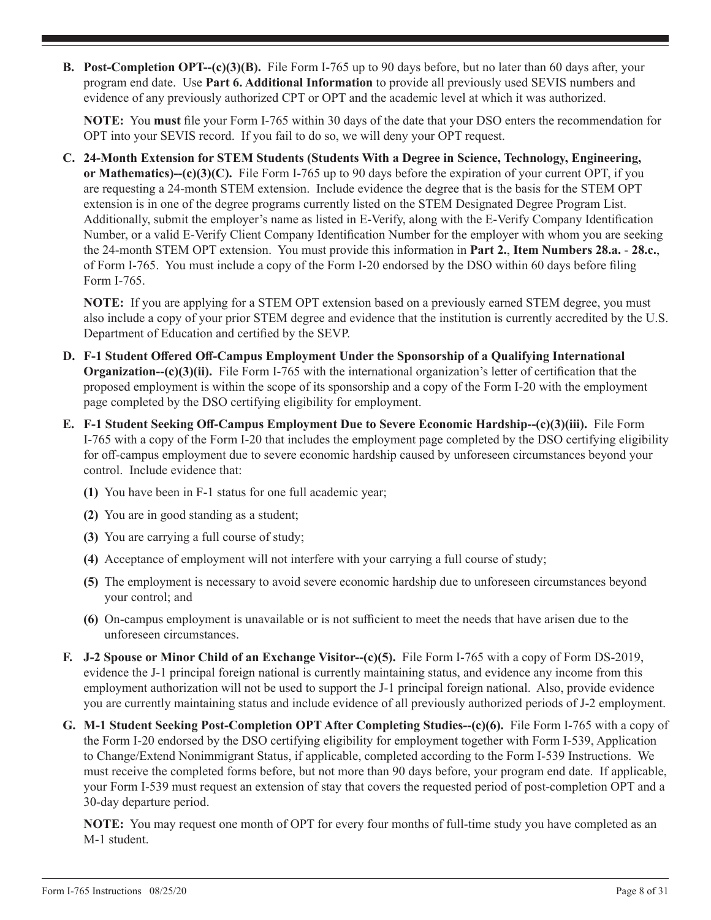**B. Post-Completion OPT--(c)(3)(B).** File Form I-765 up to 90 days before, but no later than 60 days after, your program end date. Use **Part 6. Additional Information** to provide all previously used SEVIS numbers and evidence of any previously authorized CPT or OPT and the academic level at which it was authorized.

**NOTE:** You **must** file your Form I-765 within 30 days of the date that your DSO enters the recommendation for OPT into your SEVIS record. If you fail to do so, we will deny your OPT request.

**C. 24-Month Extension for STEM Students (Students With a Degree in Science, Technology, Engineering, or Mathematics)--(c)(3)(C).** File Form I-765 up to 90 days before the expiration of your current OPT, if you are requesting a 24-month STEM extension. Include evidence the degree that is the basis for the STEM OPT extension is in one of the degree programs currently listed on the STEM Designated Degree Program List. Additionally, submit the employer's name as listed in E-Verify, along with the E-Verify Company Identification Number, or a valid E-Verify Client Company Identification Number for the employer with whom you are seeking the 24-month STEM OPT extension. You must provide this information in **Part 2.**, **Item Numbers 28.a.** - **28.c.**, of Form I-765. You must include a copy of the Form I-20 endorsed by the DSO within 60 days before filing Form I-765.

**NOTE:** If you are applying for a STEM OPT extension based on a previously earned STEM degree, you must also include a copy of your prior STEM degree and evidence that the institution is currently accredited by the U.S. Department of Education and certified by the SEVP.

**D. F-1 Student Offered Off-Campus Employment Under the Sponsorship of a Qualifying International Organization--(c)(3)(ii).** File Form I-765 with the international organization's letter of certification that the proposed employment is within the scope of its sponsorship and a copy of the Form I-20 with the employment page completed by the DSO certifying eligibility for employment.

**E. F-1 Student Seeking Off-Campus Employment Due to Severe Economic Hardship--(c)(3)(iii).** File Form I-765 with a copy of the Form I-20 that includes the employment page completed by the DSO certifying eligibility for off-campus employment due to severe economic hardship caused by unforeseen circumstances beyond your control. Include evidence that:

**(1)** You have been in F-1 status for one full academic year;

**(2)** You are in good standing as a student;

**(3)** You are carrying a full course of study;

**(4)** Acceptance of employment will not interfere with your carrying a full course of study;

**(5)** The employment is necessary to avoid severe economic hardship due to unforeseen circumstances beyond your control; and

**(6)** On-campus employment is unavailable or is not sufficient to meet the needs that have arisen due to the unforeseen circumstances.

**F. J-2 Spouse or Minor Child of an Exchange Visitor--(c)(5).** File Form I-765 with a copy of Form DS-2019, evidence the J-1 principal foreign national is currently maintaining status, and evidence any income from this employment authorization will not be used to support the J-1 principal foreign national. Also, provide evidence you are currently maintaining status and include evidence of all previously authorized periods of J-2 employment.

**G. M-1 Student Seeking Post-Completion OPT After Completing Studies--(c)(6).** File Form I-765 with a copy of the Form I-20 endorsed by the DSO certifying eligibility for employment together with Form I-539, Application to Change/Extend Nonimmigrant Status, if applicable, completed according to the Form I-539 Instructions. We must receive the completed forms before, but not more than 90 days before, your program end date. If applicable, your Form I-539 must request an extension of stay that covers the requested period of post-completion OPT and a 30-day departure period.

**NOTE:** You may request one month of OPT for every four months of full-time study you have completed as an M-1 student.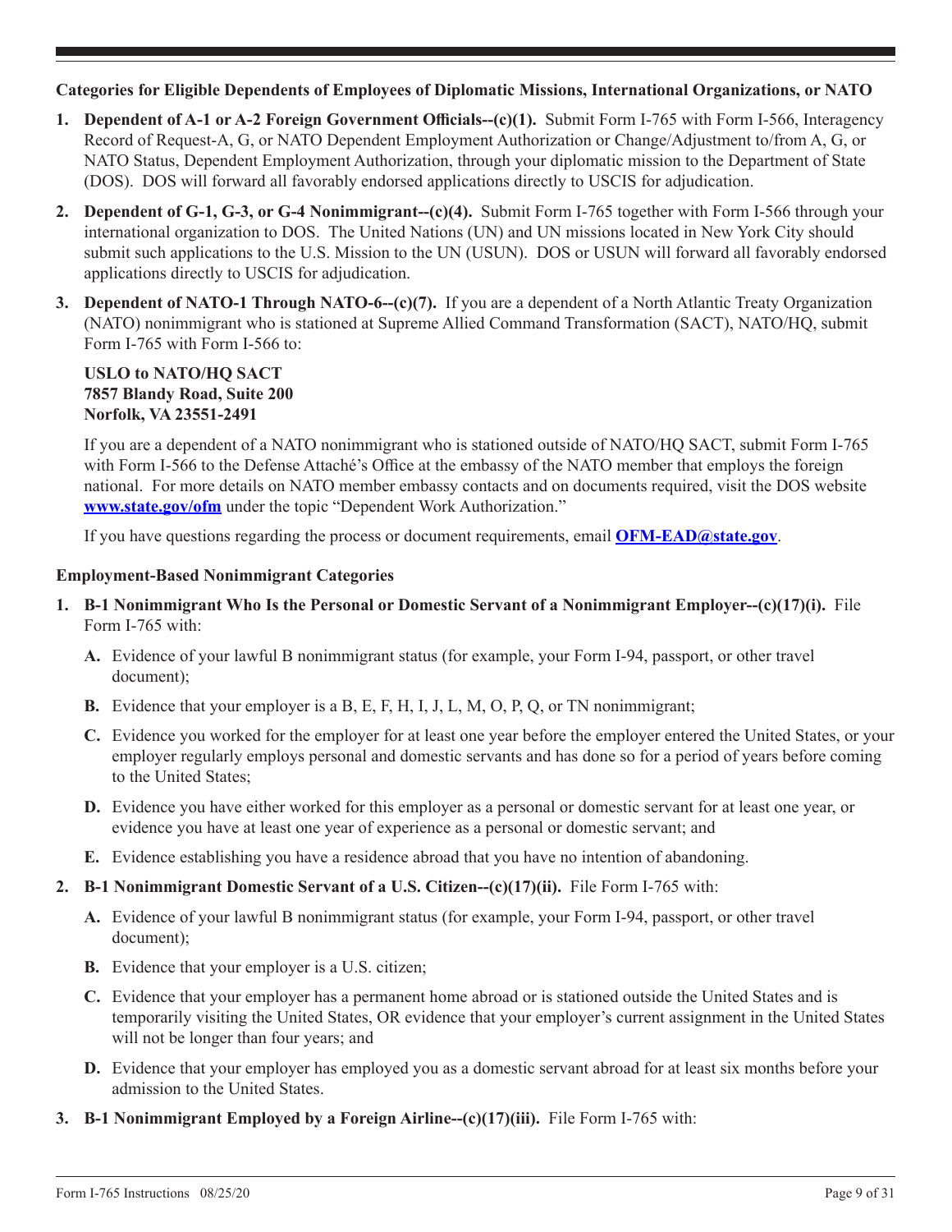### Categories for Eligible Dependents of Employees of Diplomatic Missions, International Organizations, or NATO

1. **Dependent of A-1 or A-2 Foreign Government Officials--(c)(1).** Submit Form I-765 with Form I-566, Interagency Record of Request-A, G, or NATO Dependent Employment Authorization or Change/Adjustment to/from A, G, or NATO Status, Dependent Employment Authorization, through your diplomatic mission to the Department of State (DOS). DOS will forward all favorably endorsed applications directly to USCIS for adjudication.

2. **Dependent of G-1, G-3, or G-4 Nonimmigrant--(c)(4).** Submit Form I-765 together with Form I-566 through your international organization to DOS. The United Nations (UN) and UN missions located in New York City should submit such applications to the U.S. Mission to the UN (USUN). DOS or USUN will forward all favorably endorsed applications directly to USCIS for adjudication.

3. **Dependent of NATO-1 Through NATO-6--(c)(7).** If you are a dependent of a North Atlantic Treaty Organization (NATO) nonimmigrant who is stationed at Supreme Allied Command Transformation (SACT), NATO/HQ, submit Form I-765 with Form I-566 to:

   **USLO to NATO/HQ SACT**
   **7857 Blandy Road, Suite 200**
   **Norfolk, VA 23551-2491**

   If you are a dependent of a NATO nonimmigrant who is stationed outside of NATO/HQ SACT, submit Form I-765 with Form I-566 to the Defense Attaché's Office at the embassy of the NATO member that employs the foreign national. For more details on NATO member embassy contacts and on documents required, visit the DOS website **www.state.gov/ofm** under the topic "Dependent Work Authorization."

   If you have questions regarding the process or document requirements, email **OFM-EAD@state.gov**.

### Employment-Based Nonimmigrant Categories

1. **B-1 Nonimmigrant Who Is the Personal or Domestic Servant of a Nonimmigrant Employer--(c)(17)(i).** File Form I-765 with:

   **A.** Evidence of your lawful B nonimmigrant status (for example, your Form I-94, passport, or other travel document);

   **B.** Evidence that your employer is a B, E, F, H, I, J, L, M, O, P, Q, or TN nonimmigrant;

   **C.** Evidence you worked for the employer for at least one year before the employer entered the United States, or your employer regularly employs personal and domestic servants and has done so for a period of years before coming to the United States;

   **D.** Evidence you have either worked for this employer as a personal or domestic servant for at least one year, or evidence you have at least one year of experience as a personal or domestic servant; and

   **E.** Evidence establishing you have a residence abroad that you have no intention of abandoning.

2. **B-1 Nonimmigrant Domestic Servant of a U.S. Citizen--(c)(17)(ii).** File Form I-765 with:

   **A.** Evidence of your lawful B nonimmigrant status (for example, your Form I-94, passport, or other travel document);

   **B.** Evidence that your employer is a U.S. citizen;

   **C.** Evidence that your employer has a permanent home abroad or is stationed outside the United States and is temporarily visiting the United States, OR evidence that your employer's current assignment in the United States will not be longer than four years; and

   **D.** Evidence that your employer has employed you as a domestic servant abroad for at least six months before your admission to the United States.

3. **B-1 Nonimmigrant Employed by a Foreign Airline--(c)(17)(iii).** File Form I-765 with: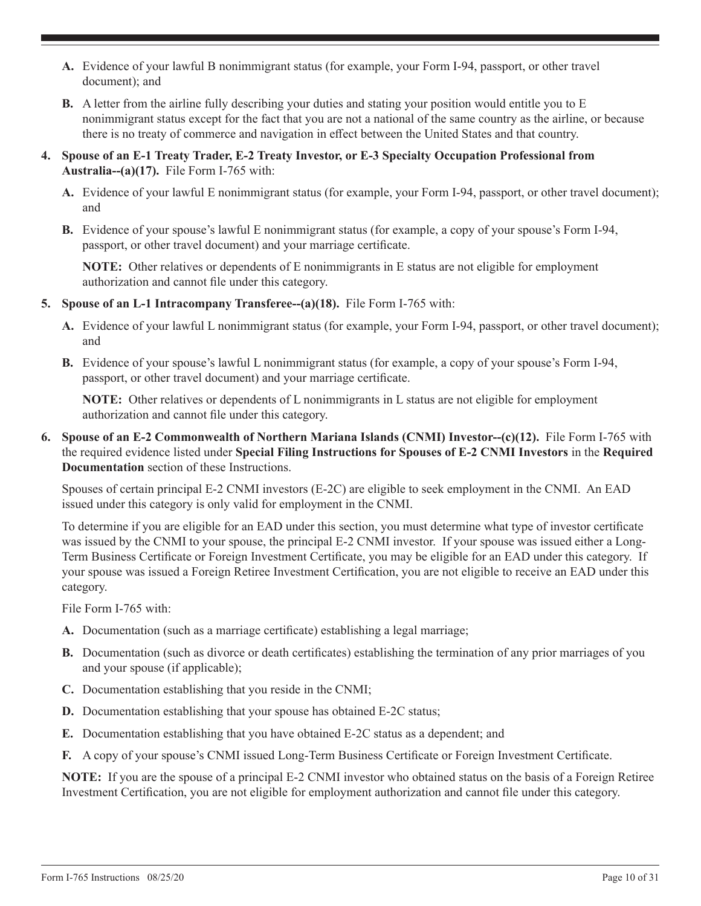**A.** Evidence of your lawful B nonimmigrant status (for example, your Form I-94, passport, or other travel document); and

**B.** A letter from the airline fully describing your duties and stating your position would entitle you to E nonimmigrant status except for the fact that you are not a national of the same country as the airline, or because there is no treaty of commerce and navigation in effect between the United States and that country.

**4. Spouse of an E-1 Treaty Trader, E-2 Treaty Investor, or E-3 Specialty Occupation Professional from Australia--(a)(17).** File Form I-765 with:

**A.** Evidence of your lawful E nonimmigrant status (for example, your Form I-94, passport, or other travel document); and

**B.** Evidence of your spouse's lawful E nonimmigrant status (for example, a copy of your spouse's Form I-94, passport, or other travel document) and your marriage certificate.

**NOTE:** Other relatives or dependents of E nonimmigrants in E status are not eligible for employment authorization and cannot file under this category.

**5. Spouse of an L-1 Intracompany Transferee--(a)(18).** File Form I-765 with:

**A.** Evidence of your lawful L nonimmigrant status (for example, your Form I-94, passport, or other travel document); and

**B.** Evidence of your spouse's lawful L nonimmigrant status (for example, a copy of your spouse's Form I-94, passport, or other travel document) and your marriage certificate.

**NOTE:** Other relatives or dependents of L nonimmigrants in L status are not eligible for employment authorization and cannot file under this category.

**6. Spouse of an E-2 Commonwealth of Northern Mariana Islands (CNMI) Investor--(c)(12).** File Form I-765 with the required evidence listed under **Special Filing Instructions for Spouses of E-2 CNMI Investors** in the **Required Documentation** section of these Instructions.

Spouses of certain principal E-2 CNMI investors (E-2C) are eligible to seek employment in the CNMI. An EAD issued under this category is only valid for employment in the CNMI.

To determine if you are eligible for an EAD under this section, you must determine what type of investor certificate was issued by the CNMI to your spouse, the principal E-2 CNMI investor. If your spouse was issued either a Long-Term Business Certificate or Foreign Investment Certificate, you may be eligible for an EAD under this category. If your spouse was issued a Foreign Retiree Investment Certification, you are not eligible to receive an EAD under this category.

File Form I-765 with:

**A.** Documentation (such as a marriage certificate) establishing a legal marriage;

**B.** Documentation (such as divorce or death certificates) establishing the termination of any prior marriages of you and your spouse (if applicable);

**C.** Documentation establishing that you reside in the CNMI;

**D.** Documentation establishing that your spouse has obtained E-2C status;

**E.** Documentation establishing that you have obtained E-2C status as a dependent; and

**F.** A copy of your spouse's CNMI issued Long-Term Business Certificate or Foreign Investment Certificate.

**NOTE:** If you are the spouse of a principal E-2 CNMI investor who obtained status on the basis of a Foreign Retiree Investment Certification, you are not eligible for employment authorization and cannot file under this category.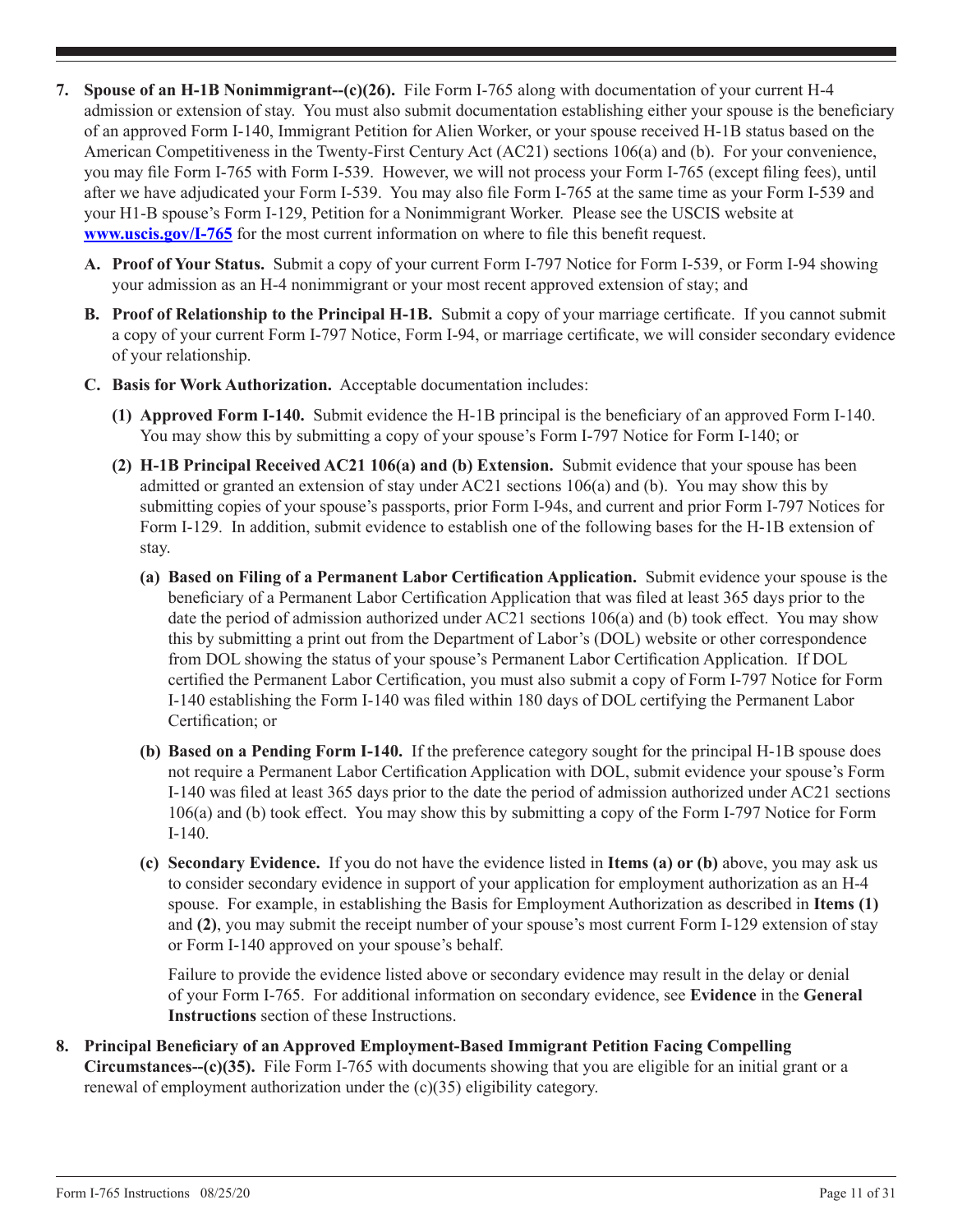7. **Spouse of an H-1B Nonimmigrant--(c)(26).** File Form I-765 along with documentation of your current H-4 admission or extension of stay. You must also submit documentation establishing either your spouse is the beneficiary of an approved Form I-140, Immigrant Petition for Alien Worker, or your spouse received H-1B status based on the American Competitiveness in the Twenty-First Century Act (AC21) sections 106(a) and (b). For your convenience, you may file Form I-765 with Form I-539. However, we will not process your Form I-765 (except filing fees), until after we have adjudicated your Form I-539. You may also file Form I-765 at the same time as your Form I-539 and your H1-B spouse's Form I-129, Petition for a Nonimmigrant Worker. Please see the USCIS website at **www.uscis.gov/I-765** for the most current information on where to file this benefit request.

   A. **Proof of Your Status.** Submit a copy of your current Form I-797 Notice for Form I-539, or Form I-94 showing your admission as an H-4 nonimmigrant or your most recent approved extension of stay; and

   B. **Proof of Relationship to the Principal H-1B.** Submit a copy of your marriage certificate. If you cannot submit a copy of your current Form I-797 Notice, Form I-94, or marriage certificate, we will consider secondary evidence of your relationship.

   C. **Basis for Work Authorization.** Acceptable documentation includes:

      (1) **Approved Form I-140.** Submit evidence the H-1B principal is the beneficiary of an approved Form I-140. You may show this by submitting a copy of your spouse's Form I-797 Notice for Form I-140; or

      (2) **H-1B Principal Received AC21 106(a) and (b) Extension.** Submit evidence that your spouse has been admitted or granted an extension of stay under AC21 sections 106(a) and (b). You may show this by submitting copies of your spouse's passports, prior Form I-94s, and current and prior Form I-797 Notices for Form I-129. In addition, submit evidence to establish one of the following bases for the H-1B extension of stay.

         (a) **Based on Filing of a Permanent Labor Certification Application.** Submit evidence your spouse is the beneficiary of a Permanent Labor Certification Application that was filed at least 365 days prior to the date the period of admission authorized under AC21 sections 106(a) and (b) took effect. You may show this by submitting a print out from the Department of Labor's (DOL) website or other correspondence from DOL showing the status of your spouse's Permanent Labor Certification Application. If DOL certified the Permanent Labor Certification, you must also submit a copy of Form I-797 Notice for Form I-140 establishing the Form I-140 was filed within 180 days of DOL certifying the Permanent Labor Certification; or

         (b) **Based on a Pending Form I-140.** If the preference category sought for the principal H-1B spouse does not require a Permanent Labor Certification Application with DOL, submit evidence your spouse's Form I-140 was filed at least 365 days prior to the date the period of admission authorized under AC21 sections 106(a) and (b) took effect. You may show this by submitting a copy of the Form I-797 Notice for Form I-140.

         (c) **Secondary Evidence.** If you do not have the evidence listed in **Items (a) or (b)** above, you may ask us to consider secondary evidence in support of your application for employment authorization as an H-4 spouse. For example, in establishing the Basis for Employment Authorization as described in **Items (1)** and **(2)**, you may submit the receipt number of your spouse's most current Form I-129 extension of stay or Form I-140 approved on your spouse's behalf.

         Failure to provide the evidence listed above or secondary evidence may result in the delay or denial of your Form I-765. For additional information on secondary evidence, see **Evidence** in the **General Instructions** section of these Instructions.

8. **Principal Beneficiary of an Approved Employment-Based Immigrant Petition Facing Compelling Circumstances--(c)(35).** File Form I-765 with documents showing that you are eligible for an initial grant or a renewal of employment authorization under the (c)(35) eligibility category.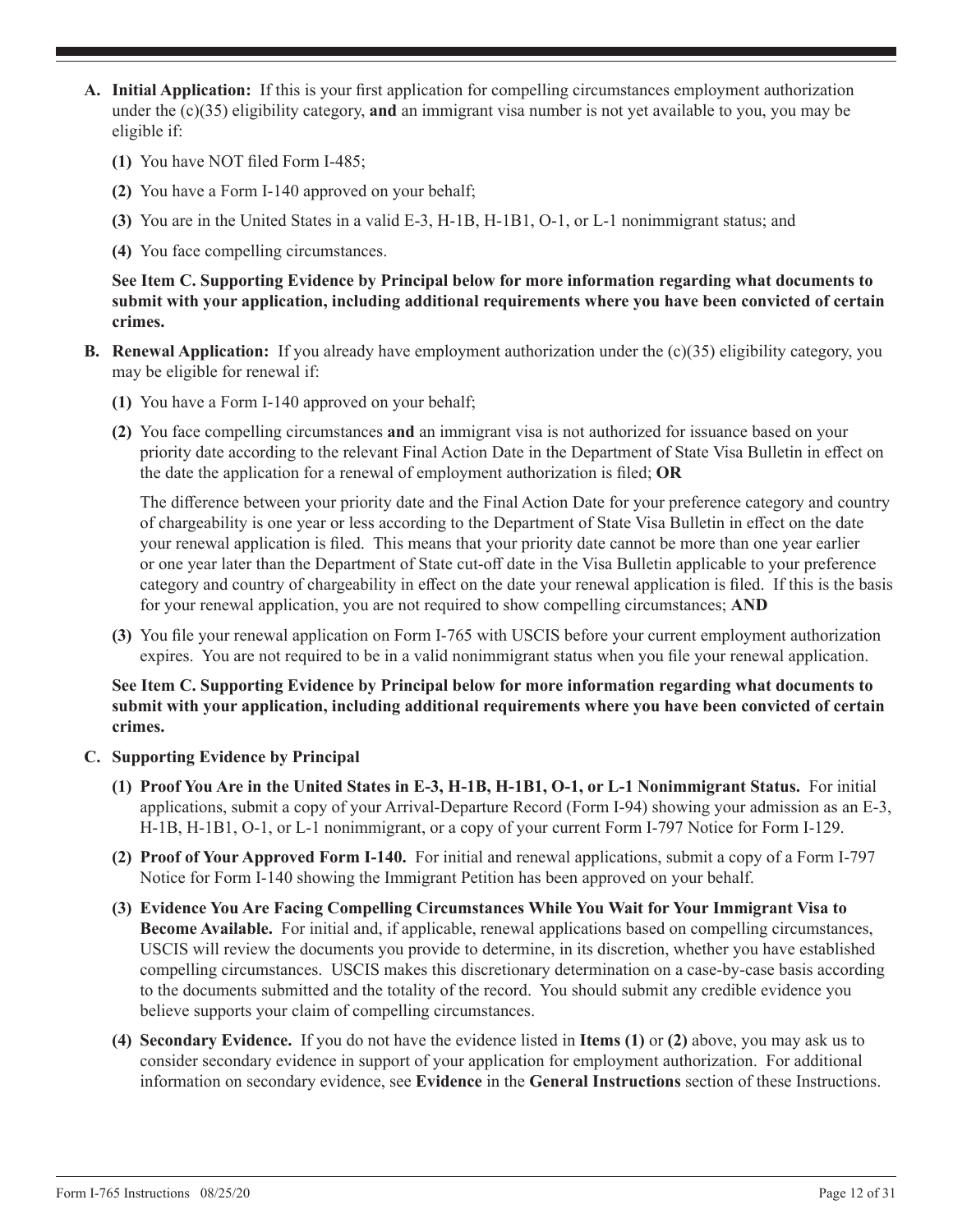**A. Initial Application:** If this is your first application for compelling circumstances employment authorization under the (c)(35) eligibility category, **and** an immigrant visa number is not yet available to you, you may be eligible if:

**(1)** You have NOT filed Form I-485;

**(2)** You have a Form I-140 approved on your behalf;

**(3)** You are in the United States in a valid E-3, H-1B, H-1B1, O-1, or L-1 nonimmigrant status; and

**(4)** You face compelling circumstances.

**See Item C. Supporting Evidence by Principal below for more information regarding what documents to submit with your application, including additional requirements where you have been convicted of certain crimes.**

**B. Renewal Application:** If you already have employment authorization under the (c)(35) eligibility category, you may be eligible for renewal if:

**(1)** You have a Form I-140 approved on your behalf;

**(2)** You face compelling circumstances **and** an immigrant visa is not authorized for issuance based on your priority date according to the relevant Final Action Date in the Department of State Visa Bulletin in effect on the date the application for a renewal of employment authorization is filed; **OR**

The difference between your priority date and the Final Action Date for your preference category and country of chargeability is one year or less according to the Department of State Visa Bulletin in effect on the date your renewal application is filed. This means that your priority date cannot be more than one year earlier or one year later than the Department of State cut-off date in the Visa Bulletin applicable to your preference category and country of chargeability in effect on the date your renewal application is filed. If this is the basis for your renewal application, you are not required to show compelling circumstances; **AND**

**(3)** You file your renewal application on Form I-765 with USCIS before your current employment authorization expires. You are not required to be in a valid nonimmigrant status when you file your renewal application.

**See Item C. Supporting Evidence by Principal below for more information regarding what documents to submit with your application, including additional requirements where you have been convicted of certain crimes.**

**C. Supporting Evidence by Principal**

**(1) Proof You Are in the United States in E-3, H-1B, H-1B1, O-1, or L-1 Nonimmigrant Status.** For initial applications, submit a copy of your Arrival-Departure Record (Form I-94) showing your admission as an E-3, H-1B, H-1B1, O-1, or L-1 nonimmigrant, or a copy of your current Form I-797 Notice for Form I-129.

**(2) Proof of Your Approved Form I-140.** For initial and renewal applications, submit a copy of a Form I-797 Notice for Form I-140 showing the Immigrant Petition has been approved on your behalf.

**(3) Evidence You Are Facing Compelling Circumstances While You Wait for Your Immigrant Visa to Become Available.** For initial and, if applicable, renewal applications based on compelling circumstances, USCIS will review the documents you provide to determine, in its discretion, whether you have established compelling circumstances. USCIS makes this discretionary determination on a case-by-case basis according to the documents submitted and the totality of the record. You should submit any credible evidence you believe supports your claim of compelling circumstances.

**(4) Secondary Evidence.** If you do not have the evidence listed in **Items (1)** or **(2)** above, you may ask us to consider secondary evidence in support of your application for employment authorization. For additional information on secondary evidence, see **Evidence** in the **General Instructions** section of these Instructions.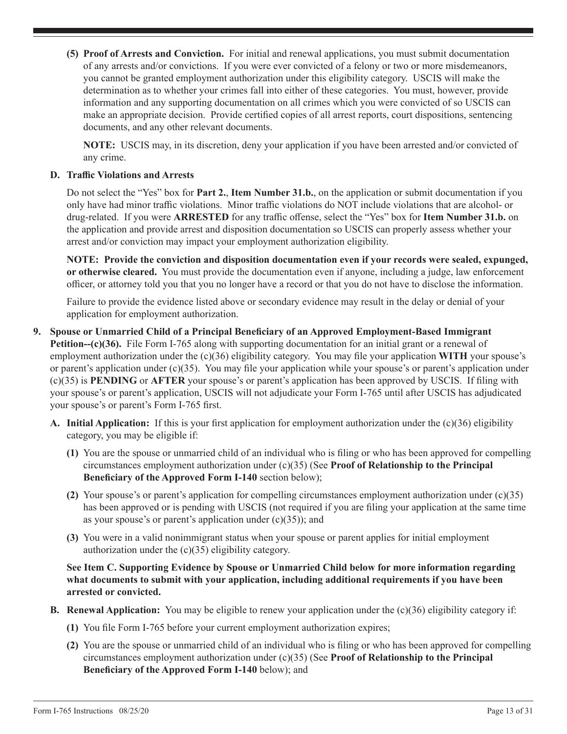**(5) Proof of Arrests and Conviction.** For initial and renewal applications, you must submit documentation of any arrests and/or convictions. If you were ever convicted of a felony or two or more misdemeanors, you cannot be granted employment authorization under this eligibility category. USCIS will make the determination as to whether your crimes fall into either of these categories. You must, however, provide information and any supporting documentation on all crimes which you were convicted of so USCIS can make an appropriate decision. Provide certified copies of all arrest reports, court dispositions, sentencing documents, and any other relevant documents.

**NOTE:** USCIS may, in its discretion, deny your application if you have been arrested and/or convicted of any crime.

**D. Traffic Violations and Arrests**

Do not select the "Yes" box for **Part 2.**, **Item Number 31.b.**, on the application or submit documentation if you only have had minor traffic violations. Minor traffic violations do NOT include violations that are alcohol- or drug-related. If you were **ARRESTED** for any traffic offense, select the "Yes" box for **Item Number 31.b.** on the application and provide arrest and disposition documentation so USCIS can properly assess whether your arrest and/or conviction may impact your employment authorization eligibility.

**NOTE: Provide the conviction and disposition documentation even if your records were sealed, expunged, or otherwise cleared.** You must provide the documentation even if anyone, including a judge, law enforcement officer, or attorney told you that you no longer have a record or that you do not have to disclose the information.

Failure to provide the evidence listed above or secondary evidence may result in the delay or denial of your application for employment authorization.

**9. Spouse or Unmarried Child of a Principal Beneficiary of an Approved Employment-Based Immigrant Petition--(c)(36).** File Form I-765 along with supporting documentation for an initial grant or a renewal of employment authorization under the (c)(36) eligibility category. You may file your application **WITH** your spouse's or parent's application under (c)(35). You may file your application while your spouse's or parent's application under (c)(35) is **PENDING** or **AFTER** your spouse's or parent's application has been approved by USCIS. If filing with your spouse's or parent's application, USCIS will not adjudicate your Form I-765 until after USCIS has adjudicated your spouse's or parent's Form I-765 first.

**A. Initial Application:** If this is your first application for employment authorization under the (c)(36) eligibility category, you may be eligible if:

**(1)** You are the spouse or unmarried child of an individual who is filing or who has been approved for compelling circumstances employment authorization under (c)(35) (See **Proof of Relationship to the Principal Beneficiary of the Approved Form I-140** section below);

**(2)** Your spouse's or parent's application for compelling circumstances employment authorization under (c)(35) has been approved or is pending with USCIS (not required if you are filing your application at the same time as your spouse's or parent's application under (c)(35)); and

**(3)** You were in a valid nonimmigrant status when your spouse or parent applies for initial employment authorization under the (c)(35) eligibility category.

**See Item C. Supporting Evidence by Spouse or Unmarried Child below for more information regarding what documents to submit with your application, including additional requirements if you have been arrested or convicted.**

**B. Renewal Application:** You may be eligible to renew your application under the (c)(36) eligibility category if:

**(1)** You file Form I-765 before your current employment authorization expires;

**(2)** You are the spouse or unmarried child of an individual who is filing or who has been approved for compelling circumstances employment authorization under (c)(35) (See **Proof of Relationship to the Principal Beneficiary of the Approved Form I-140** below); and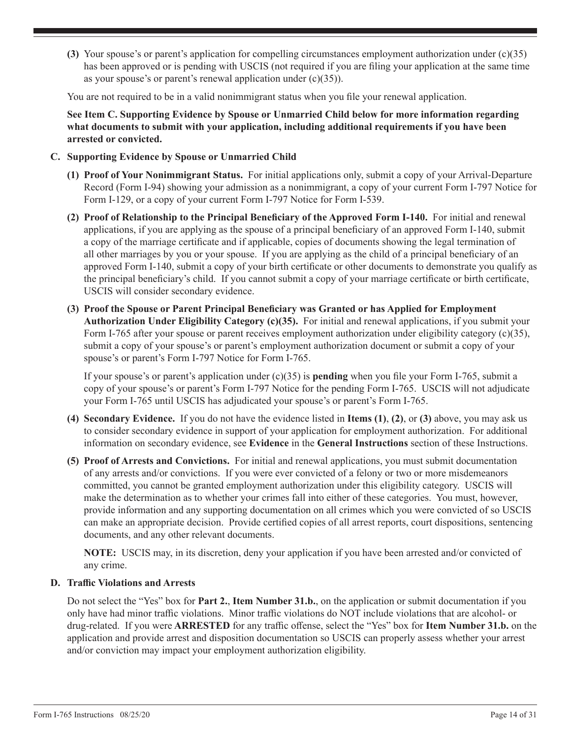**(3)** Your spouse's or parent's application for compelling circumstances employment authorization under (c)(35) has been approved or is pending with USCIS (not required if you are filing your application at the same time as your spouse's or parent's renewal application under (c)(35)).

You are not required to be in a valid nonimmigrant status when you file your renewal application.

**See Item C. Supporting Evidence by Spouse or Unmarried Child below for more information regarding what documents to submit with your application, including additional requirements if you have been arrested or convicted.**

### C. Supporting Evidence by Spouse or Unmarried Child

**(1) Proof of Your Nonimmigrant Status.** For initial applications only, submit a copy of your Arrival-Departure Record (Form I-94) showing your admission as a nonimmigrant, a copy of your current Form I-797 Notice for Form I-129, or a copy of your current Form I-797 Notice for Form I-539.

**(2) Proof of Relationship to the Principal Beneficiary of the Approved Form I-140.** For initial and renewal applications, if you are applying as the spouse of a principal beneficiary of an approved Form I-140, submit a copy of the marriage certificate and if applicable, copies of documents showing the legal termination of all other marriages by you or your spouse. If you are applying as the child of a principal beneficiary of an approved Form I-140, submit a copy of your birth certificate or other documents to demonstrate you qualify as the principal beneficiary's child. If you cannot submit a copy of your marriage certificate or birth certificate, USCIS will consider secondary evidence.

**(3) Proof the Spouse or Parent Principal Beneficiary was Granted or has Applied for Employment Authorization Under Eligibility Category (c)(35).** For initial and renewal applications, if you submit your Form I-765 after your spouse or parent receives employment authorization under eligibility category (c)(35), submit a copy of your spouse's or parent's employment authorization document or submit a copy of your spouse's or parent's Form I-797 Notice for Form I-765.

If your spouse's or parent's application under (c)(35) is **pending** when you file your Form I-765, submit a copy of your spouse's or parent's Form I-797 Notice for the pending Form I-765. USCIS will not adjudicate your Form I-765 until USCIS has adjudicated your spouse's or parent's Form I-765.

**(4) Secondary Evidence.** If you do not have the evidence listed in **Items (1)**, **(2)**, or **(3)** above, you may ask us to consider secondary evidence in support of your application for employment authorization. For additional information on secondary evidence, see **Evidence** in the **General Instructions** section of these Instructions.

**(5) Proof of Arrests and Convictions.** For initial and renewal applications, you must submit documentation of any arrests and/or convictions. If you were ever convicted of a felony or two or more misdemeanors committed, you cannot be granted employment authorization under this eligibility category. USCIS will make the determination as to whether your crimes fall into either of these categories. You must, however, provide information and any supporting documentation on all crimes which you were convicted of so USCIS can make an appropriate decision. Provide certified copies of all arrest reports, court dispositions, sentencing documents, and any other relevant documents.

**NOTE:** USCIS may, in its discretion, deny your application if you have been arrested and/or convicted of any crime.

### D. Traffic Violations and Arrests

Do not select the "Yes" box for **Part 2.**, **Item Number 31.b.**, on the application or submit documentation if you only have had minor traffic violations. Minor traffic violations do NOT include violations that are alcohol- or drug-related. If you were **ARRESTED** for any traffic offense, select the "Yes" box for **Item Number 31.b.** on the application and provide arrest and disposition documentation so USCIS can properly assess whether your arrest and/or conviction may impact your employment authorization eligibility.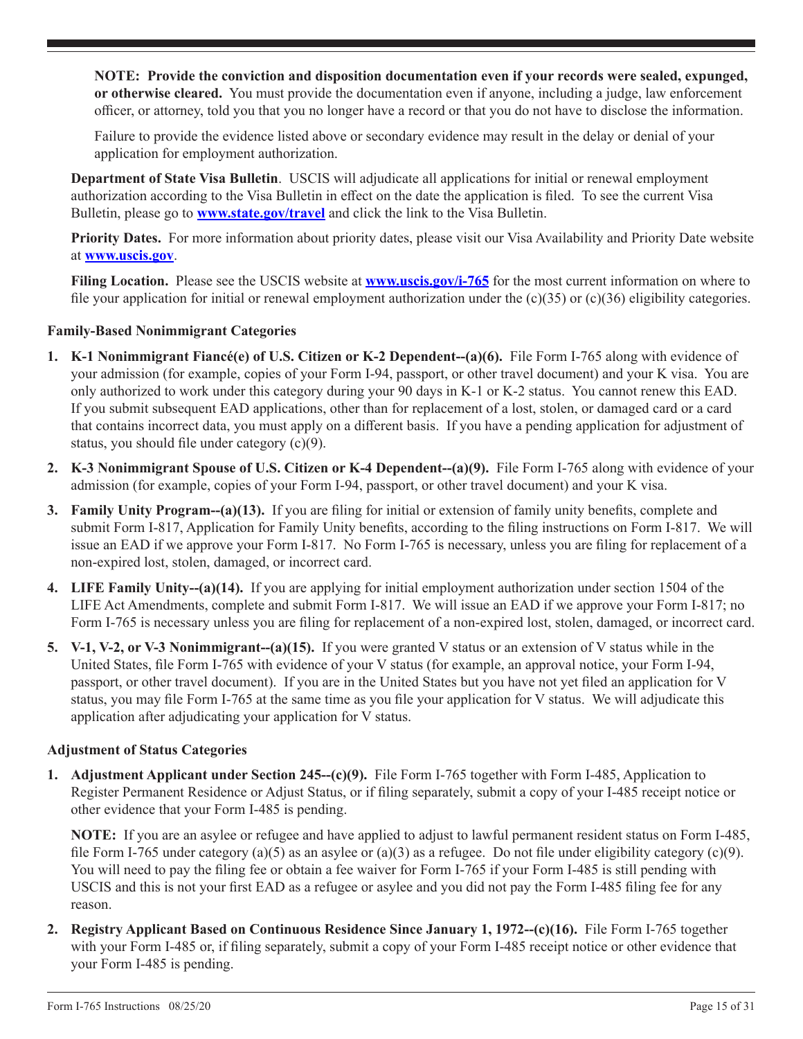**NOTE: Provide the conviction and disposition documentation even if your records were sealed, expunged, or otherwise cleared.** You must provide the documentation even if anyone, including a judge, law enforcement officer, or attorney, told you that you no longer have a record or that you do not have to disclose the information.

Failure to provide the evidence listed above or secondary evidence may result in the delay or denial of your application for employment authorization.

**Department of State Visa Bulletin**. USCIS will adjudicate all applications for initial or renewal employment authorization according to the Visa Bulletin in effect on the date the application is filed. To see the current Visa Bulletin, please go to **www.state.gov/travel** and click the link to the Visa Bulletin.

**Priority Dates.** For more information about priority dates, please visit our Visa Availability and Priority Date website at **www.uscis.gov**.

**Filing Location.** Please see the USCIS website at **www.uscis.gov/i-765** for the most current information on where to file your application for initial or renewal employment authorization under the (c)(35) or (c)(36) eligibility categories.

**Family-Based Nonimmigrant Categories**

1. **K-1 Nonimmigrant Fiancé(e) of U.S. Citizen or K-2 Dependent--(a)(6).** File Form I-765 along with evidence of your admission (for example, copies of your Form I-94, passport, or other travel document) and your K visa. You are only authorized to work under this category during your 90 days in K-1 or K-2 status. You cannot renew this EAD. If you submit subsequent EAD applications, other than for replacement of a lost, stolen, or damaged card or a card that contains incorrect data, you must apply on a different basis. If you have a pending application for adjustment of status, you should file under category (c)(9).
2. **K-3 Nonimmigrant Spouse of U.S. Citizen or K-4 Dependent--(a)(9).** File Form I-765 along with evidence of your admission (for example, copies of your Form I-94, passport, or other travel document) and your K visa.
3. **Family Unity Program--(a)(13).** If you are filing for initial or extension of family unity benefits, complete and submit Form I-817, Application for Family Unity benefits, according to the filing instructions on Form I-817. We will issue an EAD if we approve your Form I-817. No Form I-765 is necessary, unless you are filing for replacement of a non-expired lost, stolen, damaged, or incorrect card.
4. **LIFE Family Unity--(a)(14).** If you are applying for initial employment authorization under section 1504 of the LIFE Act Amendments, complete and submit Form I-817. We will issue an EAD if we approve your Form I-817; no Form I-765 is necessary unless you are filing for replacement of a non-expired lost, stolen, damaged, or incorrect card.
5. **V-1, V-2, or V-3 Nonimmigrant--(a)(15).** If you were granted V status or an extension of V status while in the United States, file Form I-765 with evidence of your V status (for example, an approval notice, your Form I-94, passport, or other travel document). If you are in the United States but you have not yet filed an application for V status, you may file Form I-765 at the same time as you file your application for V status. We will adjudicate this application after adjudicating your application for V status.

**Adjustment of Status Categories**

1. **Adjustment Applicant under Section 245--(c)(9).** File Form I-765 together with Form I-485, Application to Register Permanent Residence or Adjust Status, or if filing separately, submit a copy of your I-485 receipt notice or other evidence that your Form I-485 is pending.

   **NOTE:** If you are an asylee or refugee and have applied to adjust to lawful permanent resident status on Form I-485, file Form I-765 under category (a)(5) as an asylee or (a)(3) as a refugee. Do not file under eligibility category (c)(9). You will need to pay the filing fee or obtain a fee waiver for Form I-765 if your Form I-485 is still pending with USCIS and this is not your first EAD as a refugee or asylee and you did not pay the Form I-485 filing fee for any reason.

2. **Registry Applicant Based on Continuous Residence Since January 1, 1972--(c)(16).** File Form I-765 together with your Form I-485 or, if filing separately, submit a copy of your Form I-485 receipt notice or other evidence that your Form I-485 is pending.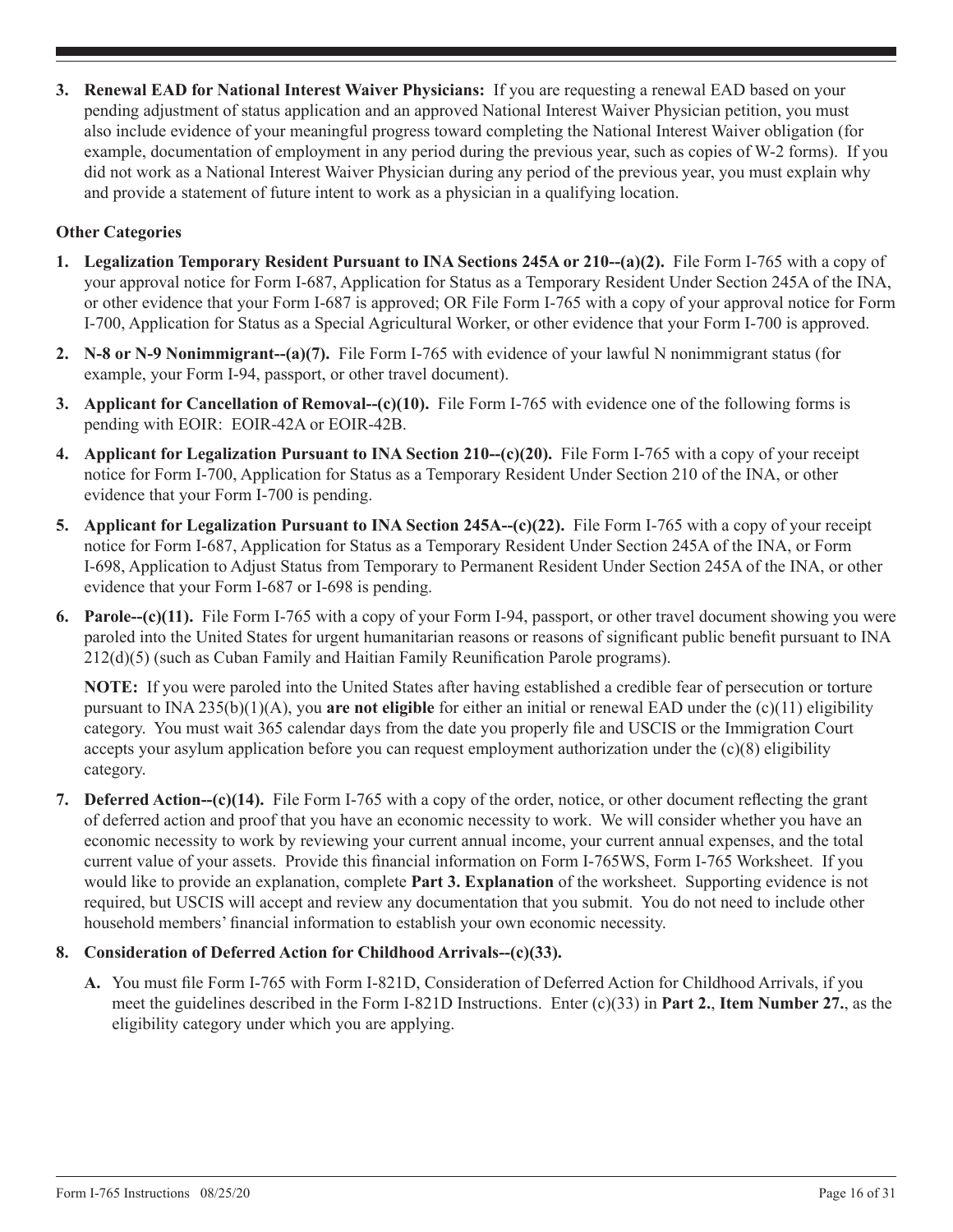3. **Renewal EAD for National Interest Waiver Physicians:** If you are requesting a renewal EAD based on your pending adjustment of status application and an approved National Interest Waiver Physician petition, you must also include evidence of your meaningful progress toward completing the National Interest Waiver obligation (for example, documentation of employment in any period during the previous year, such as copies of W-2 forms). If you did not work as a National Interest Waiver Physician during any period of the previous year, you must explain why and provide a statement of future intent to work as a physician in a qualifying location.

**Other Categories**

1. **Legalization Temporary Resident Pursuant to INA Sections 245A or 210--(a)(2).** File Form I-765 with a copy of your approval notice for Form I-687, Application for Status as a Temporary Resident Under Section 245A of the INA, or other evidence that your Form I-687 is approved; OR File Form I-765 with a copy of your approval notice for Form I-700, Application for Status as a Special Agricultural Worker, or other evidence that your Form I-700 is approved.

2. **N-8 or N-9 Nonimmigrant--(a)(7).** File Form I-765 with evidence of your lawful N nonimmigrant status (for example, your Form I-94, passport, or other travel document).

3. **Applicant for Cancellation of Removal--(c)(10).** File Form I-765 with evidence one of the following forms is pending with EOIR: EOIR-42A or EOIR-42B.

4. **Applicant for Legalization Pursuant to INA Section 210--(c)(20).** File Form I-765 with a copy of your receipt notice for Form I-700, Application for Status as a Temporary Resident Under Section 210 of the INA, or other evidence that your Form I-700 is pending.

5. **Applicant for Legalization Pursuant to INA Section 245A--(c)(22).** File Form I-765 with a copy of your receipt notice for Form I-687, Application for Status as a Temporary Resident Under Section 245A of the INA, or Form I-698, Application to Adjust Status from Temporary to Permanent Resident Under Section 245A of the INA, or other evidence that your Form I-687 or I-698 is pending.

6. **Parole--(c)(11).** File Form I-765 with a copy of your Form I-94, passport, or other travel document showing you were paroled into the United States for urgent humanitarian reasons or reasons of significant public benefit pursuant to INA 212(d)(5) (such as Cuban Family and Haitian Family Reunification Parole programs).

   **NOTE:** If you were paroled into the United States after having established a credible fear of persecution or torture pursuant to INA 235(b)(1)(A), you **are not eligible** for either an initial or renewal EAD under the (c)(11) eligibility category. You must wait 365 calendar days from the date you properly file and USCIS or the Immigration Court accepts your asylum application before you can request employment authorization under the (c)(8) eligibility category.

7. **Deferred Action--(c)(14).** File Form I-765 with a copy of the order, notice, or other document reflecting the grant of deferred action and proof that you have an economic necessity to work. We will consider whether you have an economic necessity to work by reviewing your current annual income, your current annual expenses, and the total current value of your assets. Provide this financial information on Form I-765WS, Form I-765 Worksheet. If you would like to provide an explanation, complete **Part 3. Explanation** of the worksheet. Supporting evidence is not required, but USCIS will accept and review any documentation that you submit. You do not need to include other household members' financial information to establish your own economic necessity.

8. **Consideration of Deferred Action for Childhood Arrivals--(c)(33).**

   **A.** You must file Form I-765 with Form I-821D, Consideration of Deferred Action for Childhood Arrivals, if you meet the guidelines described in the Form I-821D Instructions. Enter (c)(33) in **Part 2.**, **Item Number 27.**, as the eligibility category under which you are applying.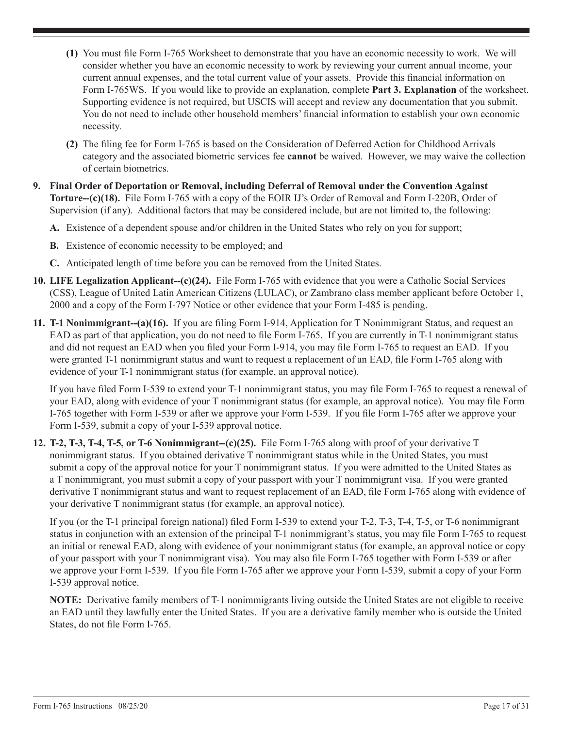**(1)** You must file Form I-765 Worksheet to demonstrate that you have an economic necessity to work. We will consider whether you have an economic necessity to work by reviewing your current annual income, your current annual expenses, and the total current value of your assets. Provide this financial information on Form I-765WS. If you would like to provide an explanation, complete **Part 3. Explanation** of the worksheet. Supporting evidence is not required, but USCIS will accept and review any documentation that you submit. You do not need to include other household members' financial information to establish your own economic necessity.

**(2)** The filing fee for Form I-765 is based on the Consideration of Deferred Action for Childhood Arrivals category and the associated biometric services fee **cannot** be waived. However, we may waive the collection of certain biometrics.

**9. Final Order of Deportation or Removal, including Deferral of Removal under the Convention Against Torture--(c)(18).** File Form I-765 with a copy of the EOIR IJ's Order of Removal and Form I-220B, Order of Supervision (if any). Additional factors that may be considered include, but are not limited to, the following:

**A.** Existence of a dependent spouse and/or children in the United States who rely on you for support;

**B.** Existence of economic necessity to be employed; and

**C.** Anticipated length of time before you can be removed from the United States.

**10. LIFE Legalization Applicant--(c)(24).** File Form I-765 with evidence that you were a Catholic Social Services (CSS), League of United Latin American Citizens (LULAC), or Zambrano class member applicant before October 1, 2000 and a copy of the Form I-797 Notice or other evidence that your Form I-485 is pending.

**11. T-1 Nonimmigrant--(a)(16).** If you are filing Form I-914, Application for T Nonimmigrant Status, and request an EAD as part of that application, you do not need to file Form I-765. If you are currently in T-1 nonimmigrant status and did not request an EAD when you filed your Form I-914, you may file Form I-765 to request an EAD. If you were granted T-1 nonimmigrant status and want to request a replacement of an EAD, file Form I-765 along with evidence of your T-1 nonimmigrant status (for example, an approval notice).

If you have filed Form I-539 to extend your T-1 nonimmigrant status, you may file Form I-765 to request a renewal of your EAD, along with evidence of your T nonimmigrant status (for example, an approval notice). You may file Form I-765 together with Form I-539 or after we approve your Form I-539. If you file Form I-765 after we approve your Form I-539, submit a copy of your I-539 approval notice.

**12. T-2, T-3, T-4, T-5, or T-6 Nonimmigrant--(c)(25).** File Form I-765 along with proof of your derivative T nonimmigrant status. If you obtained derivative T nonimmigrant status while in the United States, you must submit a copy of the approval notice for your T nonimmigrant status. If you were admitted to the United States as a T nonimmigrant, you must submit a copy of your passport with your T nonimmigrant visa. If you were granted derivative T nonimmigrant status and want to request replacement of an EAD, file Form I-765 along with evidence of your derivative T nonimmigrant status (for example, an approval notice).

If you (or the T-1 principal foreign national) filed Form I-539 to extend your T-2, T-3, T-4, T-5, or T-6 nonimmigrant status in conjunction with an extension of the principal T-1 nonimmigrant's status, you may file Form I-765 to request an initial or renewal EAD, along with evidence of your nonimmigrant status (for example, an approval notice or copy of your passport with your T nonimmigrant visa). You may also file Form I-765 together with Form I-539 or after we approve your Form I-539. If you file Form I-765 after we approve your Form I-539, submit a copy of your Form I-539 approval notice.

**NOTE:** Derivative family members of T-1 nonimmigrants living outside the United States are not eligible to receive an EAD until they lawfully enter the United States. If you are a derivative family member who is outside the United States, do not file Form I-765.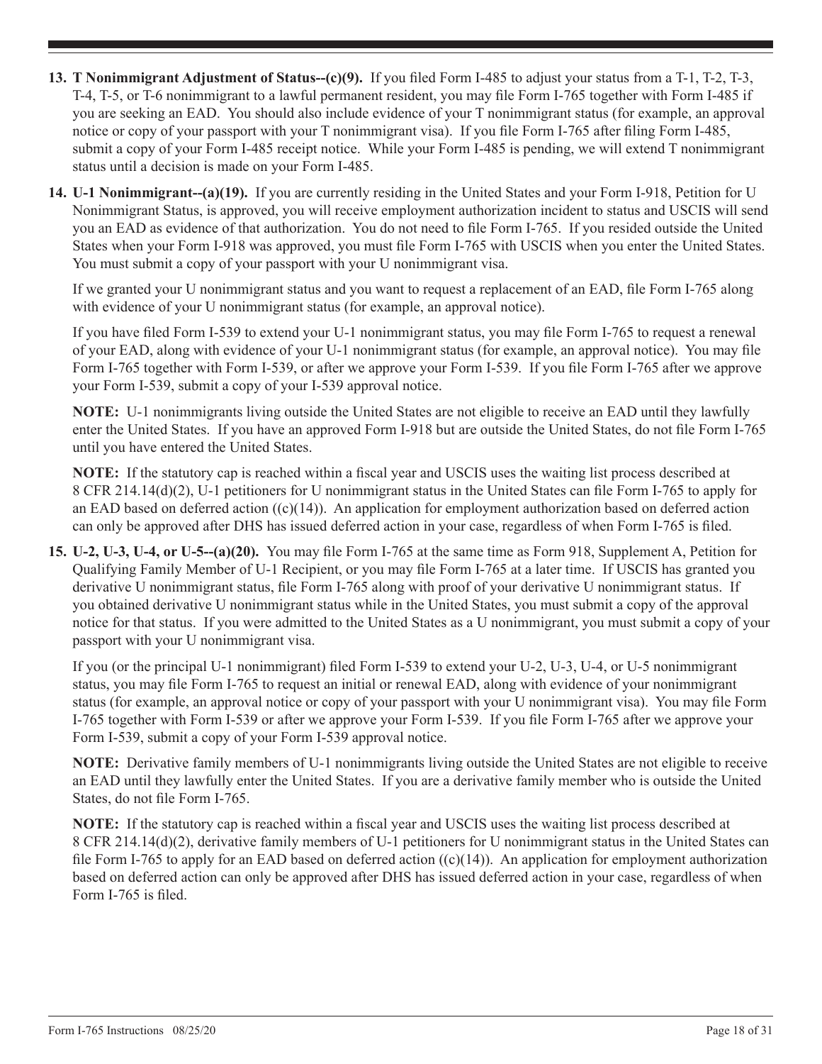13. **T Nonimmigrant Adjustment of Status--(c)(9).** If you filed Form I-485 to adjust your status from a T-1, T-2, T-3, T-4, T-5, or T-6 nonimmigrant to a lawful permanent resident, you may file Form I-765 together with Form I-485 if you are seeking an EAD. You should also include evidence of your T nonimmigrant status (for example, an approval notice or copy of your passport with your T nonimmigrant visa). If you file Form I-765 after filing Form I-485, submit a copy of your Form I-485 receipt notice. While your Form I-485 is pending, we will extend T nonimmigrant status until a decision is made on your Form I-485.

14. **U-1 Nonimmigrant--(a)(19).** If you are currently residing in the United States and your Form I-918, Petition for U Nonimmigrant Status, is approved, you will receive employment authorization incident to status and USCIS will send you an EAD as evidence of that authorization. You do not need to file Form I-765. If you resided outside the United States when your Form I-918 was approved, you must file Form I-765 with USCIS when you enter the United States. You must submit a copy of your passport with your U nonimmigrant visa.

    If we granted your U nonimmigrant status and you want to request a replacement of an EAD, file Form I-765 along with evidence of your U nonimmigrant status (for example, an approval notice).

    If you have filed Form I-539 to extend your U-1 nonimmigrant status, you may file Form I-765 to request a renewal of your EAD, along with evidence of your U-1 nonimmigrant status (for example, an approval notice). You may file Form I-765 together with Form I-539, or after we approve your Form I-539. If you file Form I-765 after we approve your Form I-539, submit a copy of your I-539 approval notice.

    **NOTE:** U-1 nonimmigrants living outside the United States are not eligible to receive an EAD until they lawfully enter the United States. If you have an approved Form I-918 but are outside the United States, do not file Form I-765 until you have entered the United States.

    **NOTE:** If the statutory cap is reached within a fiscal year and USCIS uses the waiting list process described at 8 CFR 214.14(d)(2), U-1 petitioners for U nonimmigrant status in the United States can file Form I-765 to apply for an EAD based on deferred action ((c)(14)). An application for employment authorization based on deferred action can only be approved after DHS has issued deferred action in your case, regardless of when Form I-765 is filed.

15. **U-2, U-3, U-4, or U-5--(a)(20).** You may file Form I-765 at the same time as Form 918, Supplement A, Petition for Qualifying Family Member of U-1 Recipient, or you may file Form I-765 at a later time. If USCIS has granted you derivative U nonimmigrant status, file Form I-765 along with proof of your derivative U nonimmigrant status. If you obtained derivative U nonimmigrant status while in the United States, you must submit a copy of the approval notice for that status. If you were admitted to the United States as a U nonimmigrant, you must submit a copy of your passport with your U nonimmigrant visa.

    If you (or the principal U-1 nonimmigrant) filed Form I-539 to extend your U-2, U-3, U-4, or U-5 nonimmigrant status, you may file Form I-765 to request an initial or renewal EAD, along with evidence of your nonimmigrant status (for example, an approval notice or copy of your passport with your U nonimmigrant visa). You may file Form I-765 together with Form I-539 or after we approve your Form I-539. If you file Form I-765 after we approve your Form I-539, submit a copy of your Form I-539 approval notice.

    **NOTE:** Derivative family members of U-1 nonimmigrants living outside the United States are not eligible to receive an EAD until they lawfully enter the United States. If you are a derivative family member who is outside the United States, do not file Form I-765.

    **NOTE:** If the statutory cap is reached within a fiscal year and USCIS uses the waiting list process described at 8 CFR 214.14(d)(2), derivative family members of U-1 petitioners for U nonimmigrant status in the United States can file Form I-765 to apply for an EAD based on deferred action ((c)(14)). An application for employment authorization based on deferred action can only be approved after DHS has issued deferred action in your case, regardless of when Form I-765 is filed.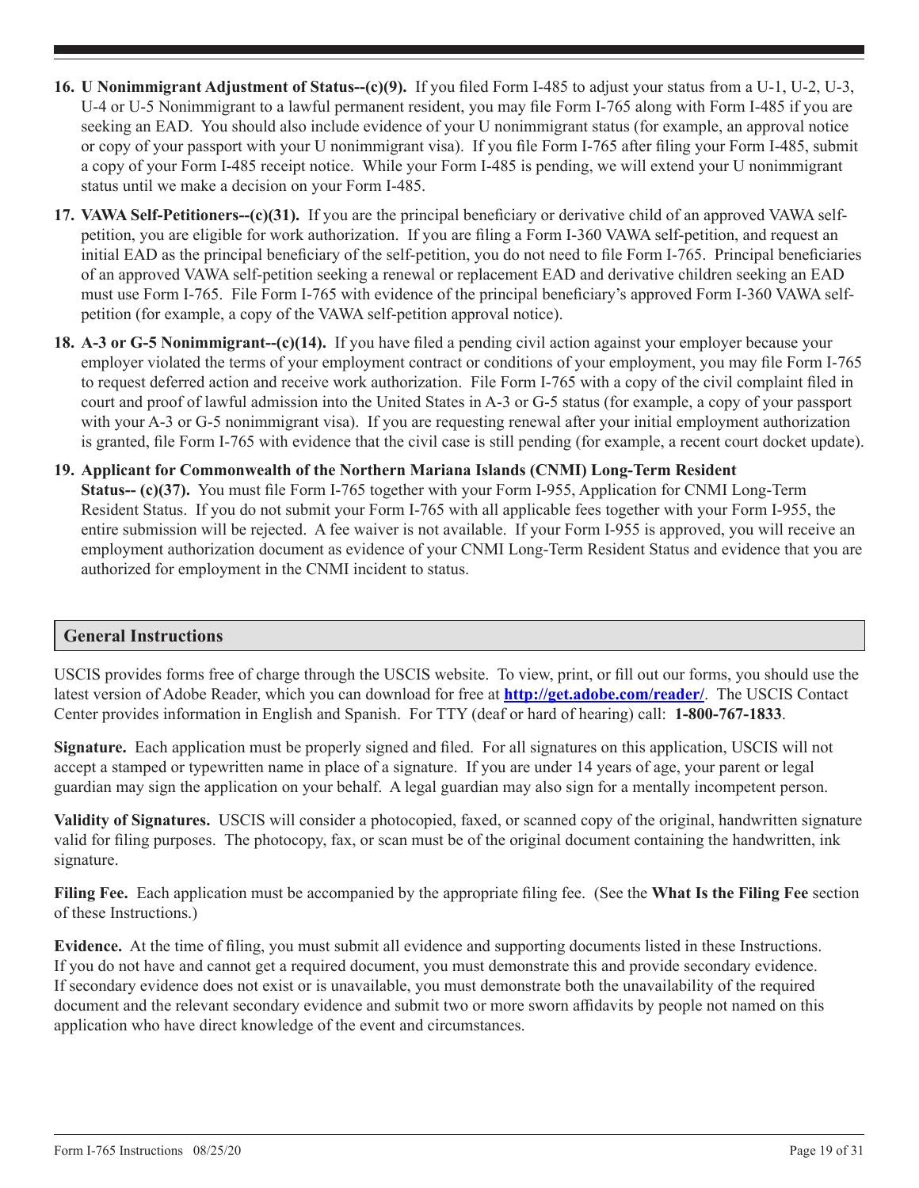16. **U Nonimmigrant Adjustment of Status--(c)(9).** If you filed Form I-485 to adjust your status from a U-1, U-2, U-3, U-4 or U-5 Nonimmigrant to a lawful permanent resident, you may file Form I-765 along with Form I-485 if you are seeking an EAD. You should also include evidence of your U nonimmigrant status (for example, an approval notice or copy of your passport with your U nonimmigrant visa). If you file Form I-765 after filing your Form I-485, submit a copy of your Form I-485 receipt notice. While your Form I-485 is pending, we will extend your U nonimmigrant status until we make a decision on your Form I-485.

17. **VAWA Self-Petitioners--(c)(31).** If you are the principal beneficiary or derivative child of an approved VAWA self-petition, you are eligible for work authorization. If you are filing a Form I-360 VAWA self-petition, and request an initial EAD as the principal beneficiary of the self-petition, you do not need to file Form I-765. Principal beneficiaries of an approved VAWA self-petition seeking a renewal or replacement EAD and derivative children seeking an EAD must use Form I-765. File Form I-765 with evidence of the principal beneficiary's approved Form I-360 VAWA self-petition (for example, a copy of the VAWA self-petition approval notice).

18. **A-3 or G-5 Nonimmigrant--(c)(14).** If you have filed a pending civil action against your employer because your employer violated the terms of your employment contract or conditions of your employment, you may file Form I-765 to request deferred action and receive work authorization. File Form I-765 with a copy of the civil complaint filed in court and proof of lawful admission into the United States in A-3 or G-5 status (for example, a copy of your passport with your A-3 or G-5 nonimmigrant visa). If you are requesting renewal after your initial employment authorization is granted, file Form I-765 with evidence that the civil case is still pending (for example, a recent court docket update).

19. **Applicant for Commonwealth of the Northern Mariana Islands (CNMI) Long-Term Resident Status-- (c)(37).** You must file Form I-765 together with your Form I-955, Application for CNMI Long-Term Resident Status. If you do not submit your Form I-765 with all applicable fees together with your Form I-955, the entire submission will be rejected. A fee waiver is not available. If your Form I-955 is approved, you will receive an employment authorization document as evidence of your CNMI Long-Term Resident Status and evidence that you are authorized for employment in the CNMI incident to status.

## General Instructions

USCIS provides forms free of charge through the USCIS website. To view, print, or fill out our forms, you should use the latest version of Adobe Reader, which you can download for free at **http://get.adobe.com/reader/**. The USCIS Contact Center provides information in English and Spanish. For TTY (deaf or hard of hearing) call: **1-800-767-1833**.

**Signature.** Each application must be properly signed and filed. For all signatures on this application, USCIS will not accept a stamped or typewritten name in place of a signature. If you are under 14 years of age, your parent or legal guardian may sign the application on your behalf. A legal guardian may also sign for a mentally incompetent person.

**Validity of Signatures.** USCIS will consider a photocopied, faxed, or scanned copy of the original, handwritten signature valid for filing purposes. The photocopy, fax, or scan must be of the original document containing the handwritten, ink signature.

**Filing Fee.** Each application must be accompanied by the appropriate filing fee. (See the **What Is the Filing Fee** section of these Instructions.)

**Evidence.** At the time of filing, you must submit all evidence and supporting documents listed in these Instructions. If you do not have and cannot get a required document, you must demonstrate this and provide secondary evidence. If secondary evidence does not exist or is unavailable, you must demonstrate both the unavailability of the required document and the relevant secondary evidence and submit two or more sworn affidavits by people not named on this application who have direct knowledge of the event and circumstances.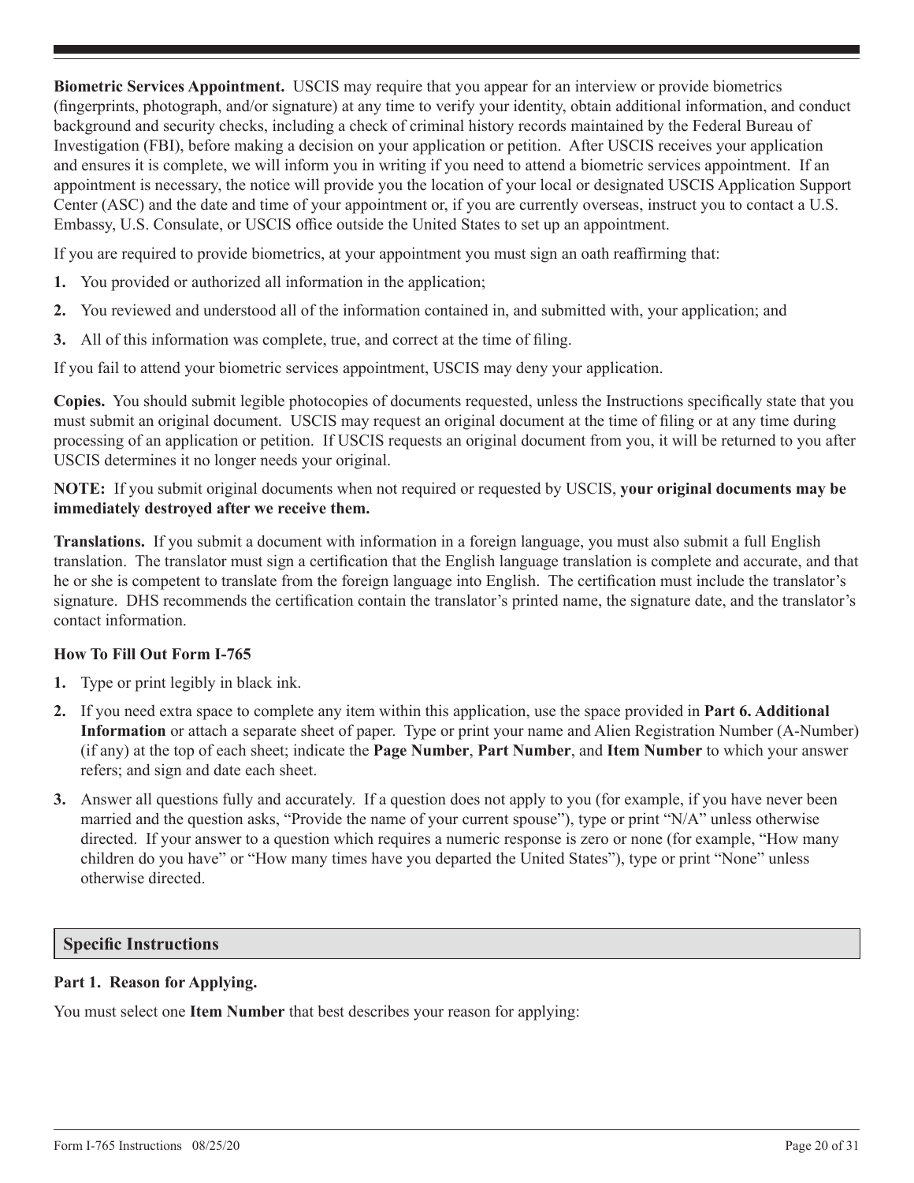**Biometric Services Appointment.** USCIS may require that you appear for an interview or provide biometrics (fingerprints, photograph, and/or signature) at any time to verify your identity, obtain additional information, and conduct background and security checks, including a check of criminal history records maintained by the Federal Bureau of Investigation (FBI), before making a decision on your application or petition. After USCIS receives your application and ensures it is complete, we will inform you in writing if you need to attend a biometric services appointment. If an appointment is necessary, the notice will provide you the location of your local or designated USCIS Application Support Center (ASC) and the date and time of your appointment or, if you are currently overseas, instruct you to contact a U.S. Embassy, U.S. Consulate, or USCIS office outside the United States to set up an appointment.

If you are required to provide biometrics, at your appointment you must sign an oath reaffirming that:

1. You provided or authorized all information in the application;
2. You reviewed and understood all of the information contained in, and submitted with, your application; and
3. All of this information was complete, true, and correct at the time of filing.

If you fail to attend your biometric services appointment, USCIS may deny your application.

**Copies.** You should submit legible photocopies of documents requested, unless the Instructions specifically state that you must submit an original document. USCIS may request an original document at the time of filing or at any time during processing of an application or petition. If USCIS requests an original document from you, it will be returned to you after USCIS determines it no longer needs your original.

**NOTE:** If you submit original documents when not required or requested by USCIS, **your original documents may be immediately destroyed after we receive them.**

**Translations.** If you submit a document with information in a foreign language, you must also submit a full English translation. The translator must sign a certification that the English language translation is complete and accurate, and that he or she is competent to translate from the foreign language into English. The certification must include the translator's signature. DHS recommends the certification contain the translator's printed name, the signature date, and the translator's contact information.

**How To Fill Out Form I-765**

1. Type or print legibly in black ink.
2. If you need extra space to complete any item within this application, use the space provided in **Part 6. Additional Information** or attach a separate sheet of paper. Type or print your name and Alien Registration Number (A-Number) (if any) at the top of each sheet; indicate the **Page Number**, **Part Number**, and **Item Number** to which your answer refers; and sign and date each sheet.
3. Answer all questions fully and accurately. If a question does not apply to you (for example, if you have never been married and the question asks, "Provide the name of your current spouse"), type or print "N/A" unless otherwise directed. If your answer to a question which requires a numeric response is zero or none (for example, "How many children do you have" or "How many times have you departed the United States"), type or print "None" unless otherwise directed.

## Specific Instructions

**Part 1. Reason for Applying.**

You must select one **Item Number** that best describes your reason for applying: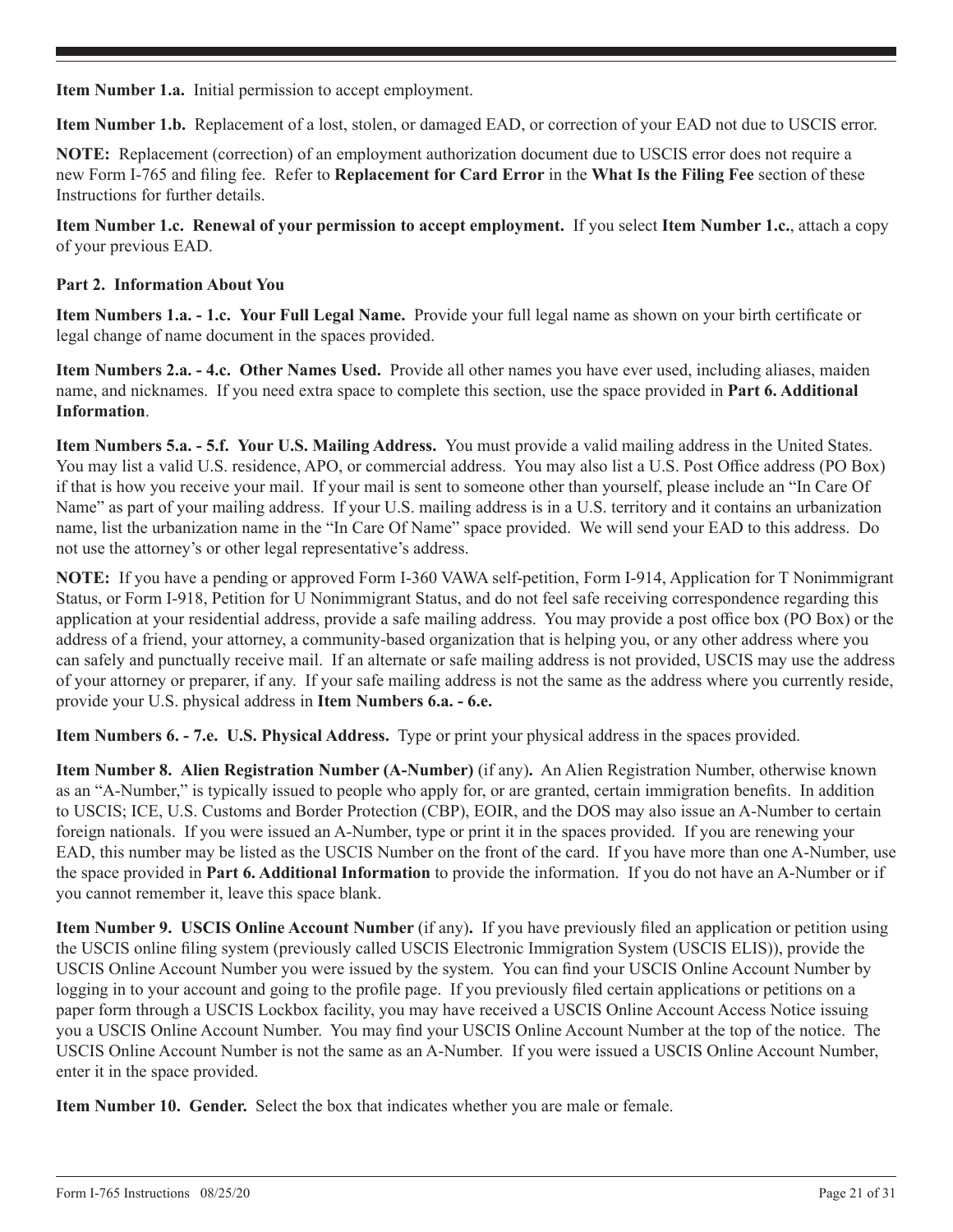**Item Number 1.a.** Initial permission to accept employment.

**Item Number 1.b.** Replacement of a lost, stolen, or damaged EAD, or correction of your EAD not due to USCIS error.

**NOTE:** Replacement (correction) of an employment authorization document due to USCIS error does not require a new Form I-765 and filing fee. Refer to **Replacement for Card Error** in the **What Is the Filing Fee** section of these Instructions for further details.

**Item Number 1.c. Renewal of your permission to accept employment.** If you select **Item Number 1.c.**, attach a copy of your previous EAD.

**Part 2. Information About You**

**Item Numbers 1.a. - 1.c. Your Full Legal Name.** Provide your full legal name as shown on your birth certificate or legal change of name document in the spaces provided.

**Item Numbers 2.a. - 4.c. Other Names Used.** Provide all other names you have ever used, including aliases, maiden name, and nicknames. If you need extra space to complete this section, use the space provided in **Part 6. Additional Information**.

**Item Numbers 5.a. - 5.f. Your U.S. Mailing Address.** You must provide a valid mailing address in the United States. You may list a valid U.S. residence, APO, or commercial address. You may also list a U.S. Post Office address (PO Box) if that is how you receive your mail. If your mail is sent to someone other than yourself, please include an "In Care Of Name" as part of your mailing address. If your U.S. mailing address is in a U.S. territory and it contains an urbanization name, list the urbanization name in the "In Care Of Name" space provided. We will send your EAD to this address. Do not use the attorney's or other legal representative's address.

**NOTE:** If you have a pending or approved Form I-360 VAWA self-petition, Form I-914, Application for T Nonimmigrant Status, or Form I-918, Petition for U Nonimmigrant Status, and do not feel safe receiving correspondence regarding this application at your residential address, provide a safe mailing address. You may provide a post office box (PO Box) or the address of a friend, your attorney, a community-based organization that is helping you, or any other address where you can safely and punctually receive mail. If an alternate or safe mailing address is not provided, USCIS may use the address of your attorney or preparer, if any. If your safe mailing address is not the same as the address where you currently reside, provide your U.S. physical address in **Item Numbers 6.a. - 6.e.**

**Item Numbers 6. - 7.e. U.S. Physical Address.** Type or print your physical address in the spaces provided.

**Item Number 8. Alien Registration Number (A-Number)** (if any)**.** An Alien Registration Number, otherwise known as an "A-Number," is typically issued to people who apply for, or are granted, certain immigration benefits. In addition to USCIS; ICE, U.S. Customs and Border Protection (CBP), EOIR, and the DOS may also issue an A-Number to certain foreign nationals. If you were issued an A-Number, type or print it in the spaces provided. If you are renewing your EAD, this number may be listed as the USCIS Number on the front of the card. If you have more than one A-Number, use the space provided in **Part 6. Additional Information** to provide the information. If you do not have an A-Number or if you cannot remember it, leave this space blank.

**Item Number 9. USCIS Online Account Number** (if any)**.** If you have previously filed an application or petition using the USCIS online filing system (previously called USCIS Electronic Immigration System (USCIS ELIS)), provide the USCIS Online Account Number you were issued by the system. You can find your USCIS Online Account Number by logging in to your account and going to the profile page. If you previously filed certain applications or petitions on a paper form through a USCIS Lockbox facility, you may have received a USCIS Online Account Access Notice issuing you a USCIS Online Account Number. You may find your USCIS Online Account Number at the top of the notice. The USCIS Online Account Number is not the same as an A-Number. If you were issued a USCIS Online Account Number, enter it in the space provided.

**Item Number 10. Gender.** Select the box that indicates whether you are male or female.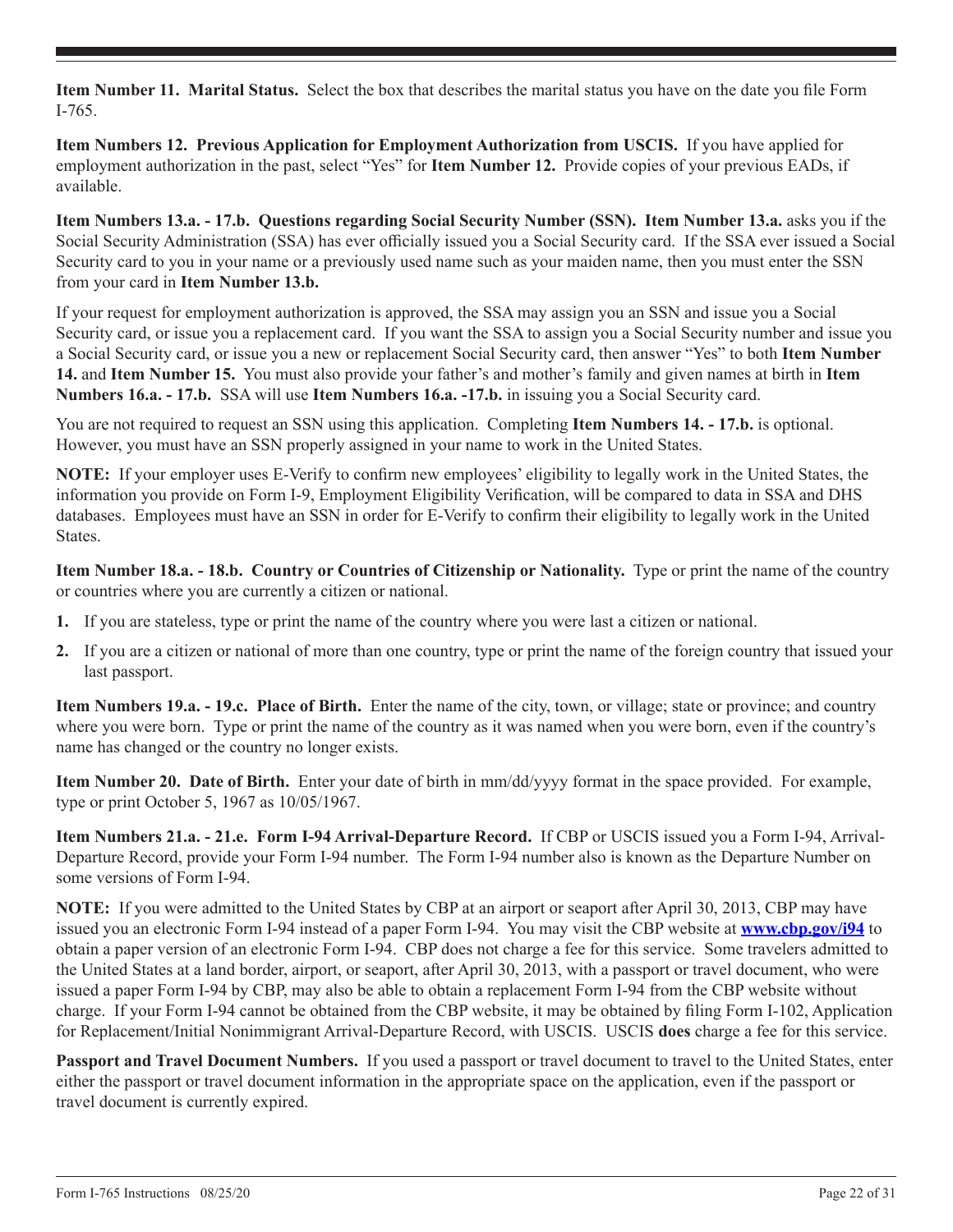**Item Number 11. Marital Status.** Select the box that describes the marital status you have on the date you file Form I-765.

**Item Numbers 12. Previous Application for Employment Authorization from USCIS.** If you have applied for employment authorization in the past, select "Yes" for **Item Number 12.** Provide copies of your previous EADs, if available.

**Item Numbers 13.a. - 17.b. Questions regarding Social Security Number (SSN). Item Number 13.a.** asks you if the Social Security Administration (SSA) has ever officially issued you a Social Security card. If the SSA ever issued a Social Security card to you in your name or a previously used name such as your maiden name, then you must enter the SSN from your card in **Item Number 13.b.**

If your request for employment authorization is approved, the SSA may assign you an SSN and issue you a Social Security card, or issue you a replacement card. If you want the SSA to assign you a Social Security number and issue you a Social Security card, or issue you a new or replacement Social Security card, then answer "Yes" to both **Item Number 14.** and **Item Number 15.** You must also provide your father's and mother's family and given names at birth in **Item Numbers 16.a. - 17.b.** SSA will use **Item Numbers 16.a. -17.b.** in issuing you a Social Security card.

You are not required to request an SSN using this application. Completing **Item Numbers 14. - 17.b.** is optional. However, you must have an SSN properly assigned in your name to work in the United States.

**NOTE:** If your employer uses E-Verify to confirm new employees' eligibility to legally work in the United States, the information you provide on Form I-9, Employment Eligibility Verification, will be compared to data in SSA and DHS databases. Employees must have an SSN in order for E-Verify to confirm their eligibility to legally work in the United States.

**Item Number 18.a. - 18.b. Country or Countries of Citizenship or Nationality.** Type or print the name of the country or countries where you are currently a citizen or national.

1. If you are stateless, type or print the name of the country where you were last a citizen or national.
2. If you are a citizen or national of more than one country, type or print the name of the foreign country that issued your last passport.

**Item Numbers 19.a. - 19.c. Place of Birth.** Enter the name of the city, town, or village; state or province; and country where you were born. Type or print the name of the country as it was named when you were born, even if the country's name has changed or the country no longer exists.

**Item Number 20. Date of Birth.** Enter your date of birth in mm/dd/yyyy format in the space provided. For example, type or print October 5, 1967 as 10/05/1967.

**Item Numbers 21.a. - 21.e. Form I-94 Arrival-Departure Record.** If CBP or USCIS issued you a Form I-94, Arrival-Departure Record, provide your Form I-94 number. The Form I-94 number also is known as the Departure Number on some versions of Form I-94.

**NOTE:** If you were admitted to the United States by CBP at an airport or seaport after April 30, 2013, CBP may have issued you an electronic Form I-94 instead of a paper Form I-94. You may visit the CBP website at **www.cbp.gov/i94** to obtain a paper version of an electronic Form I-94. CBP does not charge a fee for this service. Some travelers admitted to the United States at a land border, airport, or seaport, after April 30, 2013, with a passport or travel document, who were issued a paper Form I-94 by CBP, may also be able to obtain a replacement Form I-94 from the CBP website without charge. If your Form I-94 cannot be obtained from the CBP website, it may be obtained by filing Form I-102, Application for Replacement/Initial Nonimmigrant Arrival-Departure Record, with USCIS. USCIS **does** charge a fee for this service.

**Passport and Travel Document Numbers.** If you used a passport or travel document to travel to the United States, enter either the passport or travel document information in the appropriate space on the application, even if the passport or travel document is currently expired.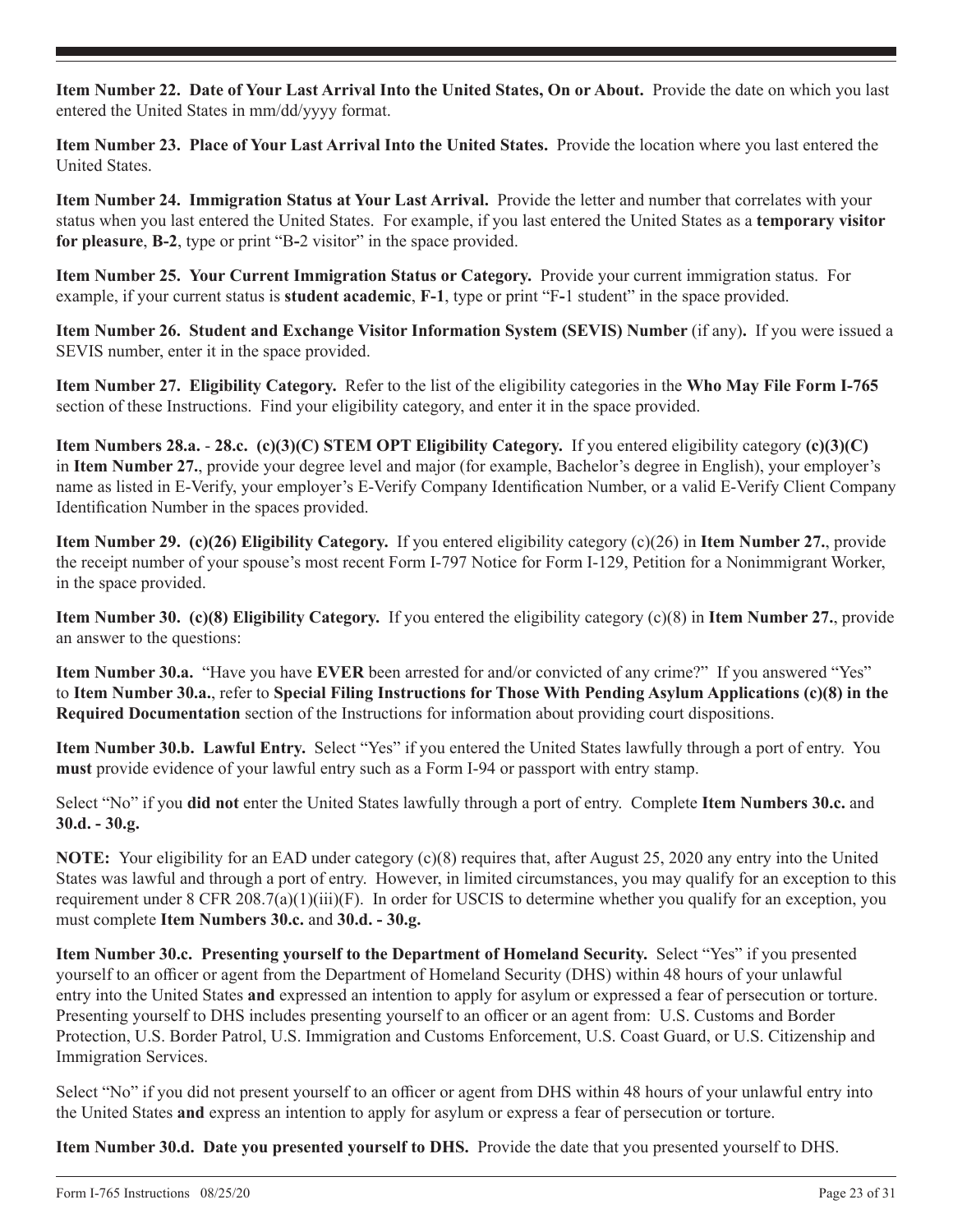**Item Number 22. Date of Your Last Arrival Into the United States, On or About.** Provide the date on which you last entered the United States in mm/dd/yyyy format.

**Item Number 23. Place of Your Last Arrival Into the United States.** Provide the location where you last entered the United States.

**Item Number 24. Immigration Status at Your Last Arrival.** Provide the letter and number that correlates with your status when you last entered the United States. For example, if you last entered the United States as a **temporary visitor for pleasure**, **B-2**, type or print "B-2 visitor" in the space provided.

**Item Number 25. Your Current Immigration Status or Category.** Provide your current immigration status. For example, if your current status is **student academic**, **F-1**, type or print "F-1 student" in the space provided.

**Item Number 26. Student and Exchange Visitor Information System (SEVIS) Number** (if any)**.** If you were issued a SEVIS number, enter it in the space provided.

**Item Number 27. Eligibility Category.** Refer to the list of the eligibility categories in the **Who May File Form I-765** section of these Instructions. Find your eligibility category, and enter it in the space provided.

**Item Numbers 28.a. - 28.c. (c)(3)(C) STEM OPT Eligibility Category.** If you entered eligibility category **(c)(3)(C)** in **Item Number 27.**, provide your degree level and major (for example, Bachelor's degree in English), your employer's name as listed in E-Verify, your employer's E-Verify Company Identification Number, or a valid E-Verify Client Company Identification Number in the spaces provided.

**Item Number 29. (c)(26) Eligibility Category.** If you entered eligibility category (c)(26) in **Item Number 27.**, provide the receipt number of your spouse's most recent Form I-797 Notice for Form I-129, Petition for a Nonimmigrant Worker, in the space provided.

**Item Number 30. (c)(8) Eligibility Category.** If you entered the eligibility category (c)(8) in **Item Number 27.**, provide an answer to the questions:

**Item Number 30.a.** "Have you have **EVER** been arrested for and/or convicted of any crime?" If you answered "Yes" to **Item Number 30.a.**, refer to **Special Filing Instructions for Those With Pending Asylum Applications (c)(8) in the Required Documentation** section of the Instructions for information about providing court dispositions.

**Item Number 30.b. Lawful Entry.** Select "Yes" if you entered the United States lawfully through a port of entry. You **must** provide evidence of your lawful entry such as a Form I-94 or passport with entry stamp.

Select "No" if you **did not** enter the United States lawfully through a port of entry. Complete **Item Numbers 30.c.** and **30.d. - 30.g.**

**NOTE:** Your eligibility for an EAD under category (c)(8) requires that, after August 25, 2020 any entry into the United States was lawful and through a port of entry. However, in limited circumstances, you may qualify for an exception to this requirement under 8 CFR 208.7(a)(1)(iii)(F). In order for USCIS to determine whether you qualify for an exception, you must complete **Item Numbers 30.c.** and **30.d. - 30.g.**

**Item Number 30.c. Presenting yourself to the Department of Homeland Security.** Select "Yes" if you presented yourself to an officer or agent from the Department of Homeland Security (DHS) within 48 hours of your unlawful entry into the United States **and** expressed an intention to apply for asylum or expressed a fear of persecution or torture. Presenting yourself to DHS includes presenting yourself to an officer or an agent from: U.S. Customs and Border Protection, U.S. Border Patrol, U.S. Immigration and Customs Enforcement, U.S. Coast Guard, or U.S. Citizenship and Immigration Services.

Select "No" if you did not present yourself to an officer or agent from DHS within 48 hours of your unlawful entry into the United States **and** express an intention to apply for asylum or express a fear of persecution or torture.

**Item Number 30.d. Date you presented yourself to DHS.** Provide the date that you presented yourself to DHS.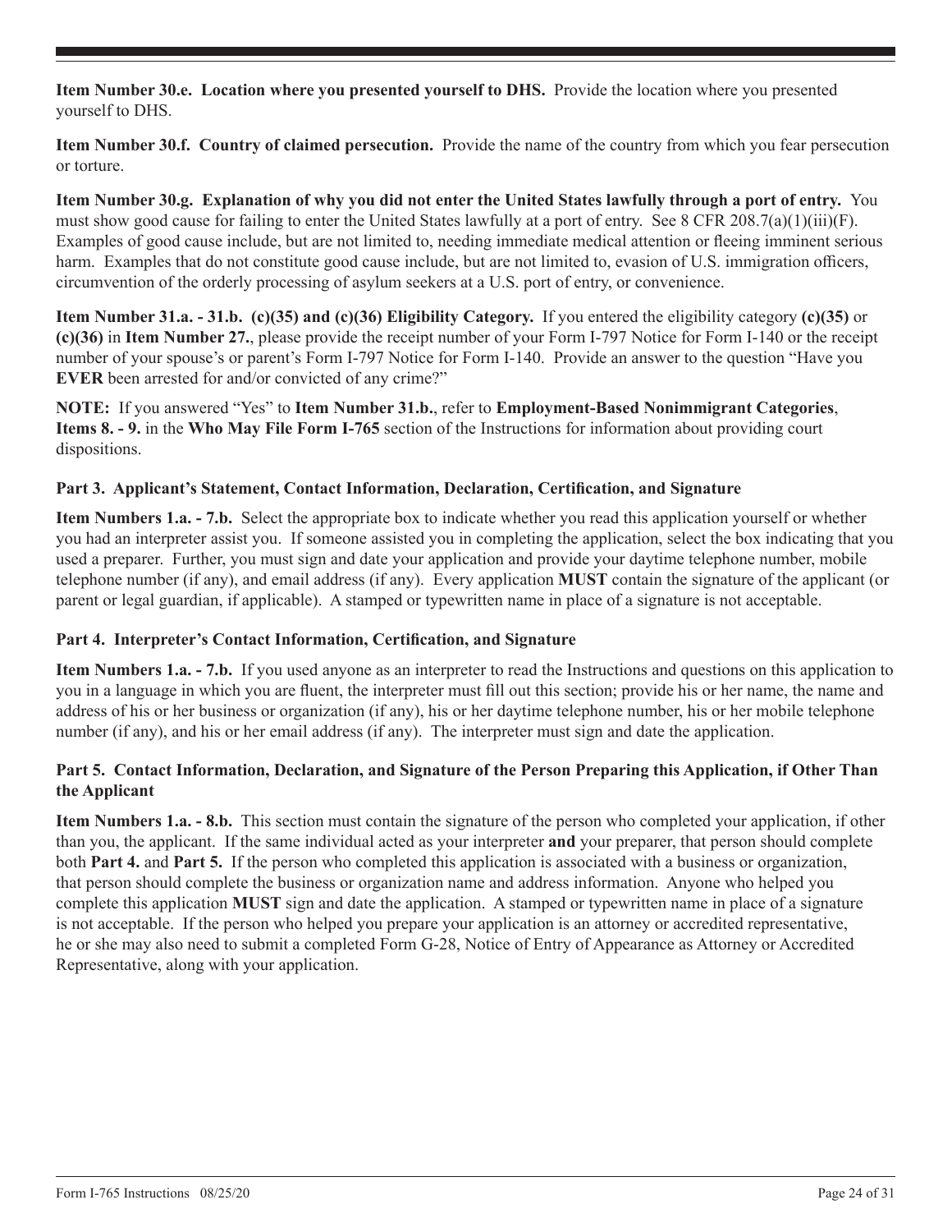**Item Number 30.e. Location where you presented yourself to DHS.** Provide the location where you presented yourself to DHS.

**Item Number 30.f. Country of claimed persecution.** Provide the name of the country from which you fear persecution or torture.

**Item Number 30.g. Explanation of why you did not enter the United States lawfully through a port of entry.** You must show good cause for failing to enter the United States lawfully at a port of entry. See 8 CFR 208.7(a)(1)(iii)(F). Examples of good cause include, but are not limited to, needing immediate medical attention or fleeing imminent serious harm. Examples that do not constitute good cause include, but are not limited to, evasion of U.S. immigration officers, circumvention of the orderly processing of asylum seekers at a U.S. port of entry, or convenience.

**Item Number 31.a. - 31.b. (c)(35) and (c)(36) Eligibility Category.** If you entered the eligibility category **(c)(35)** or **(c)(36)** in **Item Number 27.**, please provide the receipt number of your Form I-797 Notice for Form I-140 or the receipt number of your spouse's or parent's Form I-797 Notice for Form I-140. Provide an answer to the question "Have you **EVER** been arrested for and/or convicted of any crime?"

**NOTE:** If you answered "Yes" to **Item Number 31.b.**, refer to **Employment-Based Nonimmigrant Categories**, **Items 8. - 9.** in the **Who May File Form I-765** section of the Instructions for information about providing court dispositions.

### Part 3. Applicant's Statement, Contact Information, Declaration, Certification, and Signature

**Item Numbers 1.a. - 7.b.** Select the appropriate box to indicate whether you read this application yourself or whether you had an interpreter assist you. If someone assisted you in completing the application, select the box indicating that you used a preparer. Further, you must sign and date your application and provide your daytime telephone number, mobile telephone number (if any), and email address (if any). Every application **MUST** contain the signature of the applicant (or parent or legal guardian, if applicable). A stamped or typewritten name in place of a signature is not acceptable.

### Part 4. Interpreter's Contact Information, Certification, and Signature

**Item Numbers 1.a. - 7.b.** If you used anyone as an interpreter to read the Instructions and questions on this application to you in a language in which you are fluent, the interpreter must fill out this section; provide his or her name, the name and address of his or her business or organization (if any), his or her daytime telephone number, his or her mobile telephone number (if any), and his or her email address (if any). The interpreter must sign and date the application.

### Part 5. Contact Information, Declaration, and Signature of the Person Preparing this Application, if Other Than the Applicant

**Item Numbers 1.a. - 8.b.** This section must contain the signature of the person who completed your application, if other than you, the applicant. If the same individual acted as your interpreter **and** your preparer, that person should complete both **Part 4.** and **Part 5.** If the person who completed this application is associated with a business or organization, that person should complete the business or organization name and address information. Anyone who helped you complete this application **MUST** sign and date the application. A stamped or typewritten name in place of a signature is not acceptable. If the person who helped you prepare your application is an attorney or accredited representative, he or she may also need to submit a completed Form G-28, Notice of Entry of Appearance as Attorney or Accredited Representative, along with your application.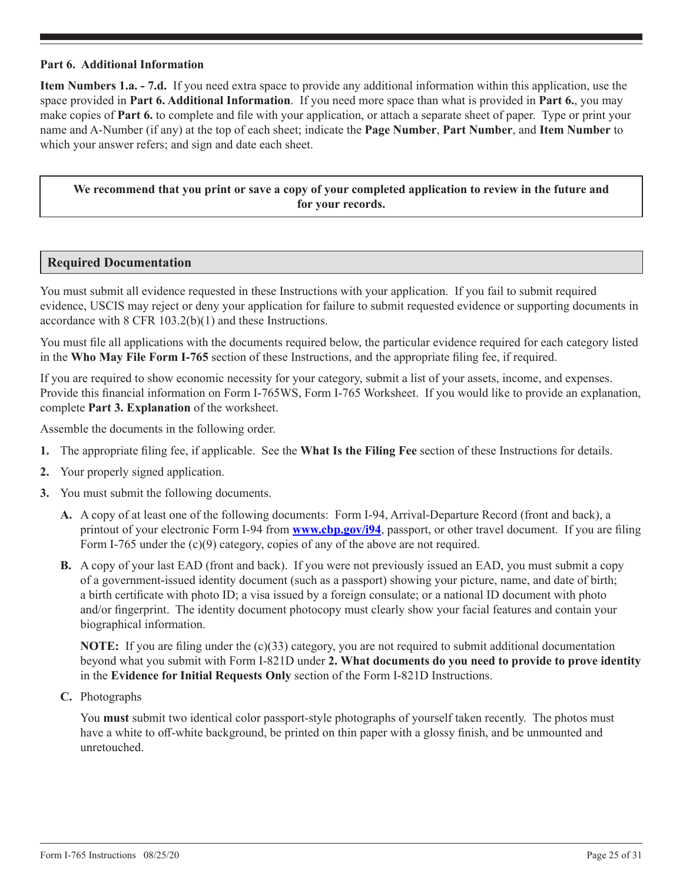**Part 6. Additional Information**

**Item Numbers 1.a. - 7.d.** If you need extra space to provide any additional information within this application, use the space provided in **Part 6. Additional Information**. If you need more space than what is provided in **Part 6.**, you may make copies of **Part 6.** to complete and file with your application, or attach a separate sheet of paper. Type or print your name and A-Number (if any) at the top of each sheet; indicate the **Page Number**, **Part Number**, and **Item Number** to which your answer refers; and sign and date each sheet.

**We recommend that you print or save a copy of your completed application to review in the future and for your records.**

## Required Documentation

You must submit all evidence requested in these Instructions with your application. If you fail to submit required evidence, USCIS may reject or deny your application for failure to submit requested evidence or supporting documents in accordance with 8 CFR 103.2(b)(1) and these Instructions.

You must file all applications with the documents required below, the particular evidence required for each category listed in the **Who May File Form I-765** section of these Instructions, and the appropriate filing fee, if required.

If you are required to show economic necessity for your category, submit a list of your assets, income, and expenses. Provide this financial information on Form I-765WS, Form I-765 Worksheet. If you would like to provide an explanation, complete **Part 3. Explanation** of the worksheet.

Assemble the documents in the following order.

1. The appropriate filing fee, if applicable. See the **What Is the Filing Fee** section of these Instructions for details.
2. Your properly signed application.
3. You must submit the following documents.

   **A.** A copy of at least one of the following documents: Form I-94, Arrival-Departure Record (front and back), a printout of your electronic Form I-94 from **www.cbp.gov/i94**, passport, or other travel document. If you are filing Form I-765 under the (c)(9) category, copies of any of the above are not required.

   **B.** A copy of your last EAD (front and back). If you were not previously issued an EAD, you must submit a copy of a government-issued identity document (such as a passport) showing your picture, name, and date of birth; a birth certificate with photo ID; a visa issued by a foreign consulate; or a national ID document with photo and/or fingerprint. The identity document photocopy must clearly show your facial features and contain your biographical information.

   **NOTE:** If you are filing under the (c)(33) category, you are not required to submit additional documentation beyond what you submit with Form I-821D under **2. What documents do you need to provide to prove identity** in the **Evidence for Initial Requests Only** section of the Form I-821D Instructions.

   **C.** Photographs

   You **must** submit two identical color passport-style photographs of yourself taken recently. The photos must have a white to off-white background, be printed on thin paper with a glossy finish, and be unmounted and unretouched.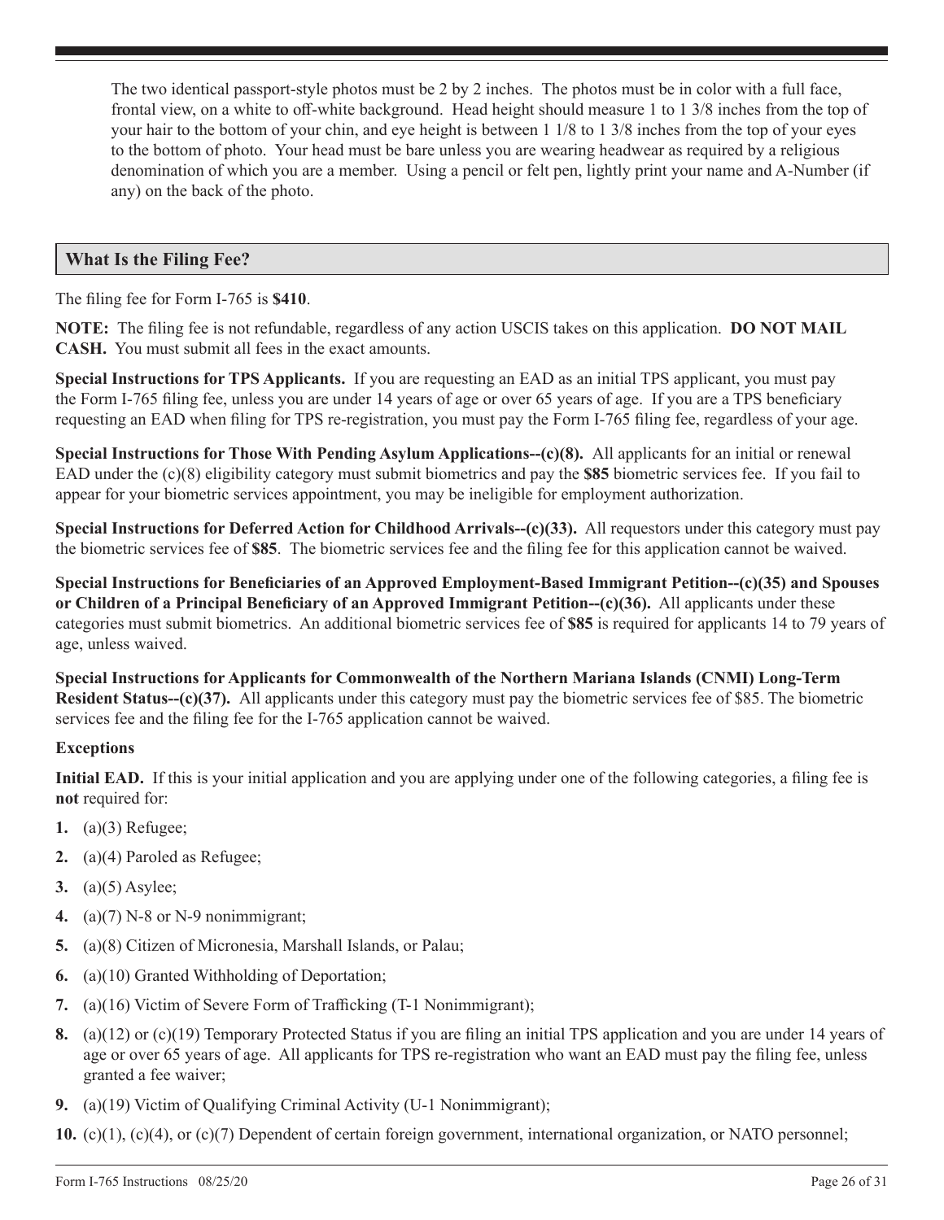The two identical passport-style photos must be 2 by 2 inches. The photos must be in color with a full face, frontal view, on a white to off-white background. Head height should measure 1 to 1 3/8 inches from the top of your hair to the bottom of your chin, and eye height is between 1 1/8 to 1 3/8 inches from the top of your eyes to the bottom of photo. Your head must be bare unless you are wearing headwear as required by a religious denomination of which you are a member. Using a pencil or felt pen, lightly print your name and A-Number (if any) on the back of the photo.

## What Is the Filing Fee?

The filing fee for Form I-765 is **$410**.

**NOTE:** The filing fee is not refundable, regardless of any action USCIS takes on this application. **DO NOT MAIL CASH.** You must submit all fees in the exact amounts.

**Special Instructions for TPS Applicants.** If you are requesting an EAD as an initial TPS applicant, you must pay the Form I-765 filing fee, unless you are under 14 years of age or over 65 years of age. If you are a TPS beneficiary requesting an EAD when filing for TPS re-registration, you must pay the Form I-765 filing fee, regardless of your age.

**Special Instructions for Those With Pending Asylum Applications--(c)(8).** All applicants for an initial or renewal EAD under the (c)(8) eligibility category must submit biometrics and pay the **$85** biometric services fee. If you fail to appear for your biometric services appointment, you may be ineligible for employment authorization.

**Special Instructions for Deferred Action for Childhood Arrivals--(c)(33).** All requestors under this category must pay the biometric services fee of **$85**. The biometric services fee and the filing fee for this application cannot waived.

**Special Instructions for Beneficiaries of an Approved Employment-Based Immigrant Petition--(c)(35) and Spouses or Children of a Principal Beneficiary of an Approved Immigrant Petition--(c)(36).** All applicants under these categories must submit biometrics. An additional biometric services fee of **$85** is required for applicants 14 to 79 years of age, unless waived.

**Special Instructions for Applicants for Commonwealth of the Northern Mariana Islands (CNMI) Long-Term Resident Status--(c)(37).** All applicants under this category must pay the biometric services fee of $85. The biometric services fee and the filing fee for the I-765 application cannot be waived.

**Exceptions**

**Initial EAD.** If this is your initial application and you are applying under one of the following categories, a filing fee is **not** required for:

1. (a)(3) Refugee;
2. (a)(4) Paroled as Refugee;
3. (a)(5) Asylee;
4. (a)(7) N-8 or N-9 nonimmigrant;
5. (a)(8) Citizen of Micronesia, Marshall Islands, or Palau;
6. (a)(10) Granted Withholding of Deportation;
7. (a)(16) Victim of Severe Form of Trafficking (T-1 Nonimmigrant);
8. (a)(12) or (c)(19) Temporary Protected Status if you are filing an initial TPS application and you are under 14 years of age or over 65 years of age. All applicants for TPS re-registration who want an EAD must pay the filing fee, unless granted a fee waiver;
9. (a)(19) Victim of Qualifying Criminal Activity (U-1 Nonimmigrant);
10. (c)(1), (c)(4), or (c)(7) Dependent of certain foreign government, international organization, or NATO personnel;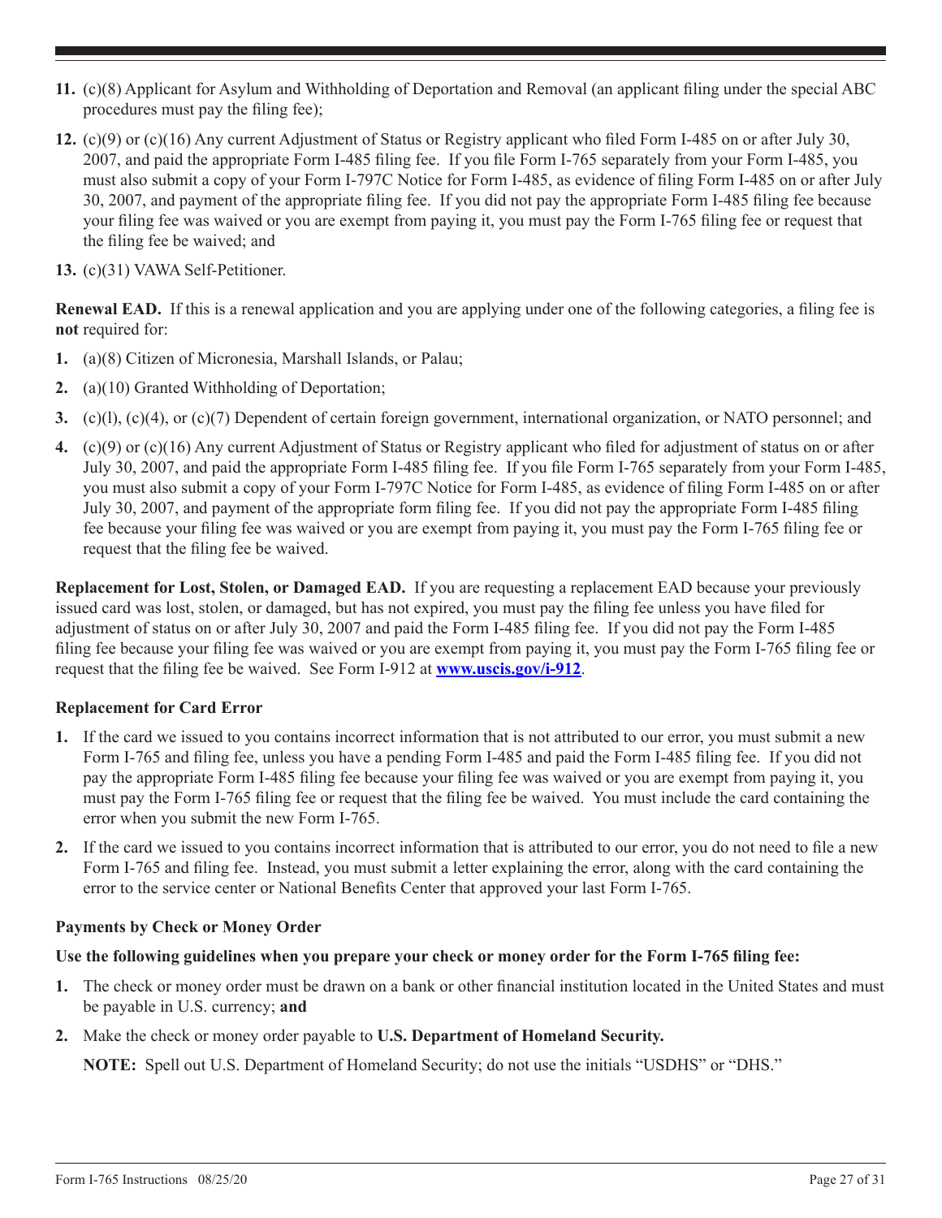11. (c)(8) Applicant for Asylum and Withholding of Deportation and Removal (an applicant filing under the special ABC procedures must pay the filing fee);

12. (c)(9) or (c)(16) Any current Adjustment of Status or Registry applicant who filed Form I-485 on or after July 30, 2007, and paid the appropriate Form I-485 filing fee. If you file Form I-765 separately from your Form I-485, you must also submit a copy of your Form I-797C Notice for Form I-485, as evidence of filing Form I-485 on or after July 30, 2007, and payment of the appropriate filing fee. If you did not pay the appropriate Form I-485 filing fee because your filing fee was waived or you are exempt from paying it, you must pay the Form I-765 filing fee or request that the filing fee be waived; and

13. (c)(31) VAWA Self-Petitioner.

**Renewal EAD.** If this is a renewal application and you are applying under one of the following categories, a filing fee is **not** required for:

1. (a)(8) Citizen of Micronesia, Marshall Islands, or Palau;

2. (a)(10) Granted Withholding of Deportation;

3. (c)(l), (c)(4), or (c)(7) Dependent of certain foreign government, international organization, or NATO personnel; and

4. (c)(9) or (c)(16) Any current Adjustment of Status or Registry applicant who filed for adjustment of status on or after July 30, 2007, and paid the appropriate Form I-485 filing fee. If you file Form I-765 separately from your Form I-485, you must also submit a copy of your Form I-797C Notice for Form I-485, as evidence of filing Form I-485 on or after July 30, 2007, and payment of the appropriate form filing fee. If you did not pay the appropriate Form I-485 filing fee because your filing fee was waived or you are exempt from paying it, you must pay the Form I-765 filing fee or request that the filing fee be waived.

**Replacement for Lost, Stolen, or Damaged EAD.** If you are requesting a replacement EAD because your previously issued card was lost, stolen, or damaged, but has not expired, you must pay the filing fee unless you have filed for adjustment of status on or after July 30, 2007 and paid the Form I-485 filing fee. If you did not pay the Form I-485 filing fee because your filing fee was waived or you are exempt from paying it, you must pay the Form I-765 filing fee or request that the filing fee be waived. See Form I-912 at **www.uscis.gov/i-912**.

**Replacement for Card Error**

1. If the card we issued to you contains incorrect information that is not attributed to our error, you must submit a new Form I-765 and filing fee, unless you have a pending Form I-485 and paid the Form I-485 filing fee. If you did not pay the appropriate Form I-485 filing fee because your filing fee was waived or you are exempt from paying it, you must pay the Form I-765 filing fee or request that the filing fee be waived. You must include the card containing the error when you submit the new Form I-765.

2. If the card we issued to you contains incorrect information that is attributed to our error, you do not need to file a new Form I-765 and filing fee. Instead, you must submit a letter explaining the error, along with the card containing the error to the service center or National Benefits Center that approved your last Form I-765.

**Payments by Check or Money Order**

**Use the following guidelines when you prepare your check or money order for the Form I-765 filing fee:**

1. The check or money order must be drawn on a bank or other financial institution located in the United States and must be payable in U.S. currency; **and**

2. Make the check or money order payable to **U.S. Department of Homeland Security.**

   **NOTE:** Spell out U.S. Department of Homeland Security; do not use the initials "USDHS" or "DHS."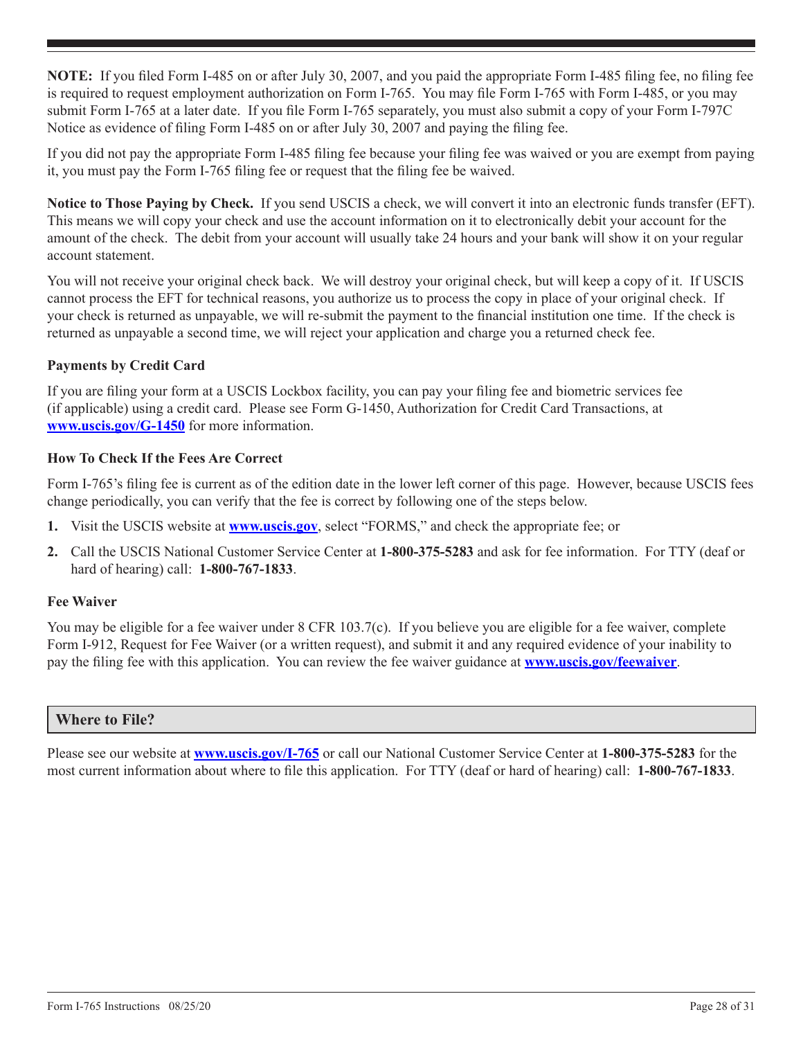**NOTE:** If you filed Form I-485 on or after July 30, 2007, and you paid the appropriate Form I-485 filing fee, no filing fee is required to request employment authorization on Form I-765. You may file Form I-765 with Form I-485, or you may submit Form I-765 at a later date. If you file Form I-765 separately, you must also submit a copy of your Form I-797C Notice as evidence of filing Form I-485 on or after July 30, 2007 and paying the filing fee.

If you did not pay the appropriate Form I-485 filing fee because your filing fee was waived or you are exempt from paying it, you must pay the Form I-765 filing fee or request that the filing fee be waived.

**Notice to Those Paying by Check.** If you send USCIS a check, we will convert it into an electronic funds transfer (EFT). This means we will copy your check and use the account information on it to electronically debit your account for the amount of the check. The debit from your account will usually take 24 hours and your bank will show it on your regular account statement.

You will not receive your original check back. We will destroy your original check, but will keep a copy of it. If USCIS cannot process the EFT for technical reasons, you authorize us to process the copy in place of your original check. If your check is returned as unpayable, we will re-submit the payment to the financial institution one time. If the check is returned as unpayable a second time, we will reject your application and charge you a returned check fee.

### Payments by Credit Card

If you are filing your form at a USCIS Lockbox facility, you can pay your filing fee and biometric services fee (if applicable) using a credit card. Please see Form G-1450, Authorization for Credit Card Transactions, at **www.uscis.gov/G-1450** for more information.

### How To Check If the Fees Are Correct

Form I-765's filing fee is current as of the edition date in the lower left corner of this page. However, because USCIS fees change periodically, you can verify that the fee is correct by following one of the steps below.

1. Visit the USCIS website at **www.uscis.gov**, select "FORMS," and check the appropriate fee; or
2. Call the USCIS National Customer Service Center at **1-800-375-5283** and ask for fee information. For TTY (deaf or hard of hearing) call: **1-800-767-1833**.

### Fee Waiver

You may be eligible for a fee waiver under 8 CFR 103.7(c). If you believe you are eligible for a fee waiver, complete Form I-912, Request for Fee Waiver (or a written request), and submit it and any required evidence of your inability to pay the filing fee with this application. You can review the fee waiver guidance at **www.uscis.gov/feewaiver**.

## Where to File?

Please see our website at **www.uscis.gov/I-765** or call our National Customer Service Center at **1-800-375-5283** for the most current information about where to file this application. For TTY (deaf or hard of hearing) call: **1-800-767-1833**.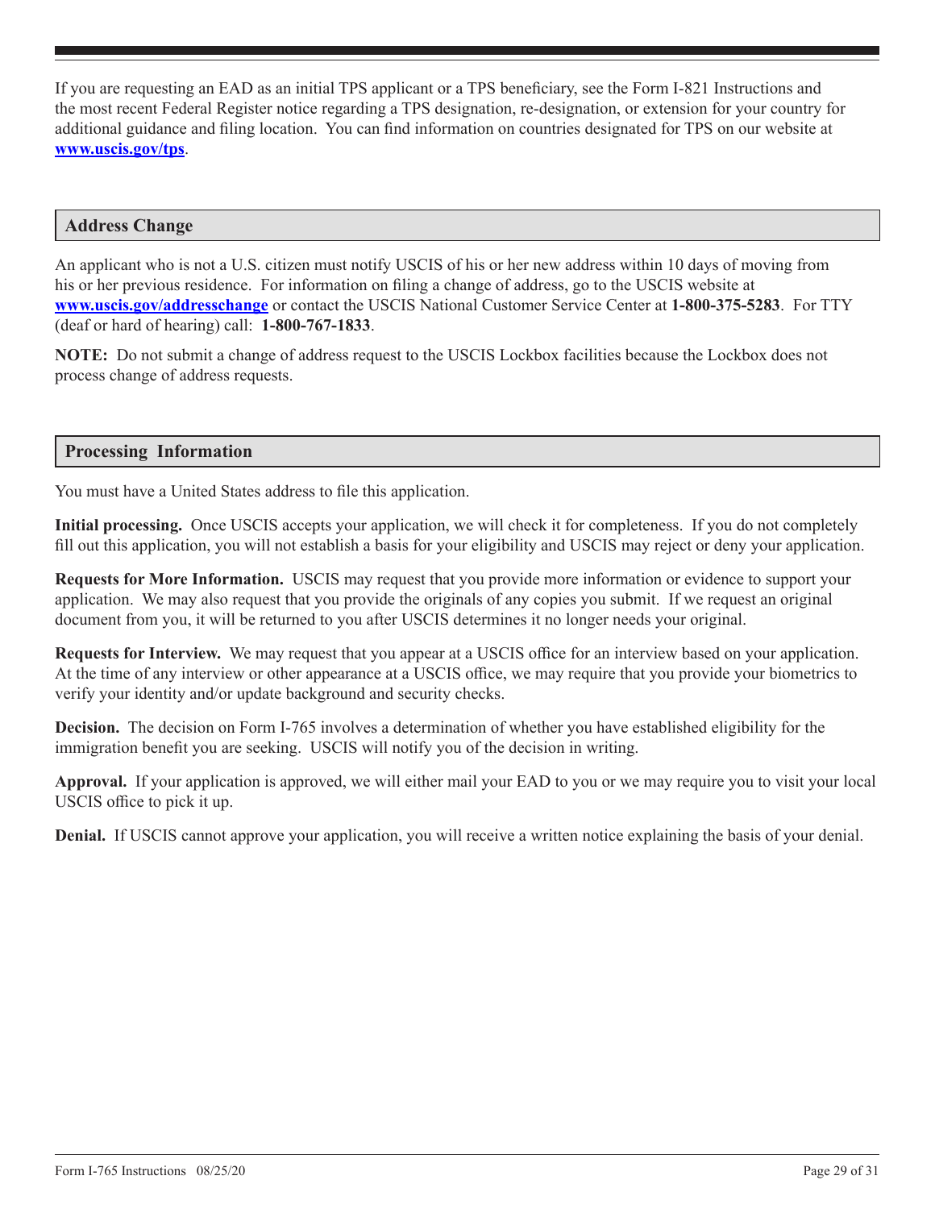If you are requesting an EAD as an initial TPS applicant or a TPS beneficiary, see the Form I-821 Instructions and the most recent Federal Register notice regarding a TPS designation, re-designation, or extension for your country for additional guidance and filing location. You can find information on countries designated for TPS on our website at **[www.uscis.gov/tps](http://www.uscis.gov/tps)**.

## Address Change

An applicant who is not a U.S. citizen must notify USCIS of his or her new address within 10 days of moving from his or her previous residence. For information on filing a change of address, go to the USCIS website at **[www.uscis.gov/addresschange](http://www.uscis.gov/addresschange)** or contact the USCIS National Customer Service Center at **1-800-375-5283**. For TTY (deaf or hard of hearing) call: **1-800-767-1833**.

**NOTE:** Do not submit a change of address request to the USCIS Lockbox facilities because the Lockbox does not process change of address requests.

## Processing Information

You must have a United States address to file this application.

**Initial processing.** Once USCIS accepts your application, we will check it for completeness. If you do not completely fill out this application, you will not establish a basis for your eligibility and USCIS may reject or deny your application.

**Requests for More Information.** USCIS may request that you provide more information or evidence to support your application. We may also request that you provide the originals of any copies you submit. If we request an original document from you, it will be returned to you after USCIS determines it no longer needs your original.

**Requests for Interview.** We may request that you appear at a USCIS office for an interview based on your application. At the time of any interview or other appearance at a USCIS office, we may require that you provide your biometrics to verify your identity and/or update background and security checks.

**Decision.** The decision on Form I-765 involves a determination of whether you have established eligibility for the immigration benefit you are seeking. USCIS will notify you of the decision in writing.

**Approval.** If your application is approved, we will either mail your EAD to you or we may require you to visit your local USCIS office to pick it up.

**Denial.** If USCIS cannot approve your application, you will receive a written notice explaining the basis of your denial.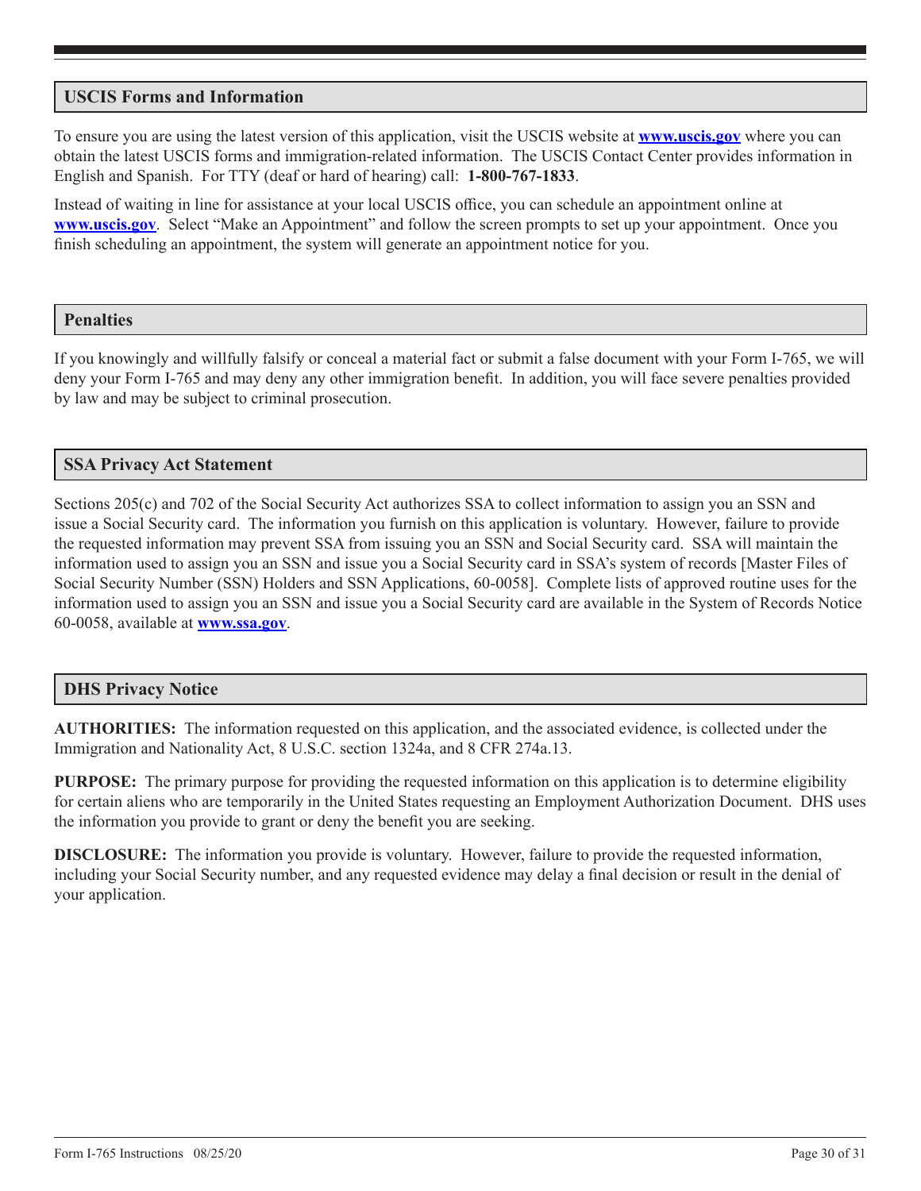## USCIS Forms and Information

To ensure you are using the latest version of this application, visit the USCIS website at **www.uscis.gov** where you can obtain the latest USCIS forms and immigration-related information. The USCIS Contact Center provides information in English and Spanish. For TTY (deaf or hard of hearing) call: **1-800-767-1833**.

Instead of waiting in line for assistance at your local USCIS office, you can schedule an appointment online at **www.uscis.gov**. Select "Make an Appointment" and follow the screen prompts to set up your appointment. Once you finish scheduling an appointment, the system will generate an appointment notice for you.

## Penalties

If you knowingly and willfully falsify or conceal a material fact or submit a false document with your Form I-765, we will deny your Form I-765 and may deny any other immigration benefit. In addition, you will face severe penalties provided by law and may be subject to criminal prosecution.

## SSA Privacy Act Statement

Sections 205(c) and 702 of the Social Security Act authorizes SSA to collect information to assign you an SSN and issue a Social Security card. The information you furnish on this application is voluntary. However, failure to provide the requested information may prevent SSA from issuing you an SSN and Social Security card. SSA will maintain the information used to assign you an SSN and issue you a Social Security card in SSA's system of records [Master Files of Social Security Number (SSN) Holders and SSN Applications, 60-0058]. Complete lists of approved routine uses for the information used to assign you an SSN and issue you a Social Security card are available in the System of Records Notice 60-0058, available at **www.ssa.gov**.

## DHS Privacy Notice

**AUTHORITIES:** The information requested on this application, and the associated evidence, is collected under the Immigration and Nationality Act, 8 U.S.C. section 1324a, and 8 CFR 274a.13.

**PURPOSE:** The primary purpose for providing the requested information on this application is to determine eligibility for certain aliens who are temporarily in the United States requesting an Employment Authorization Document. DHS uses the information you provide to grant or deny the benefit you are seeking.

**DISCLOSURE:** The information you provide is voluntary. However, failure to provide the requested information, including your Social Security number, and any requested evidence may delay a final decision or result in the denial of your application.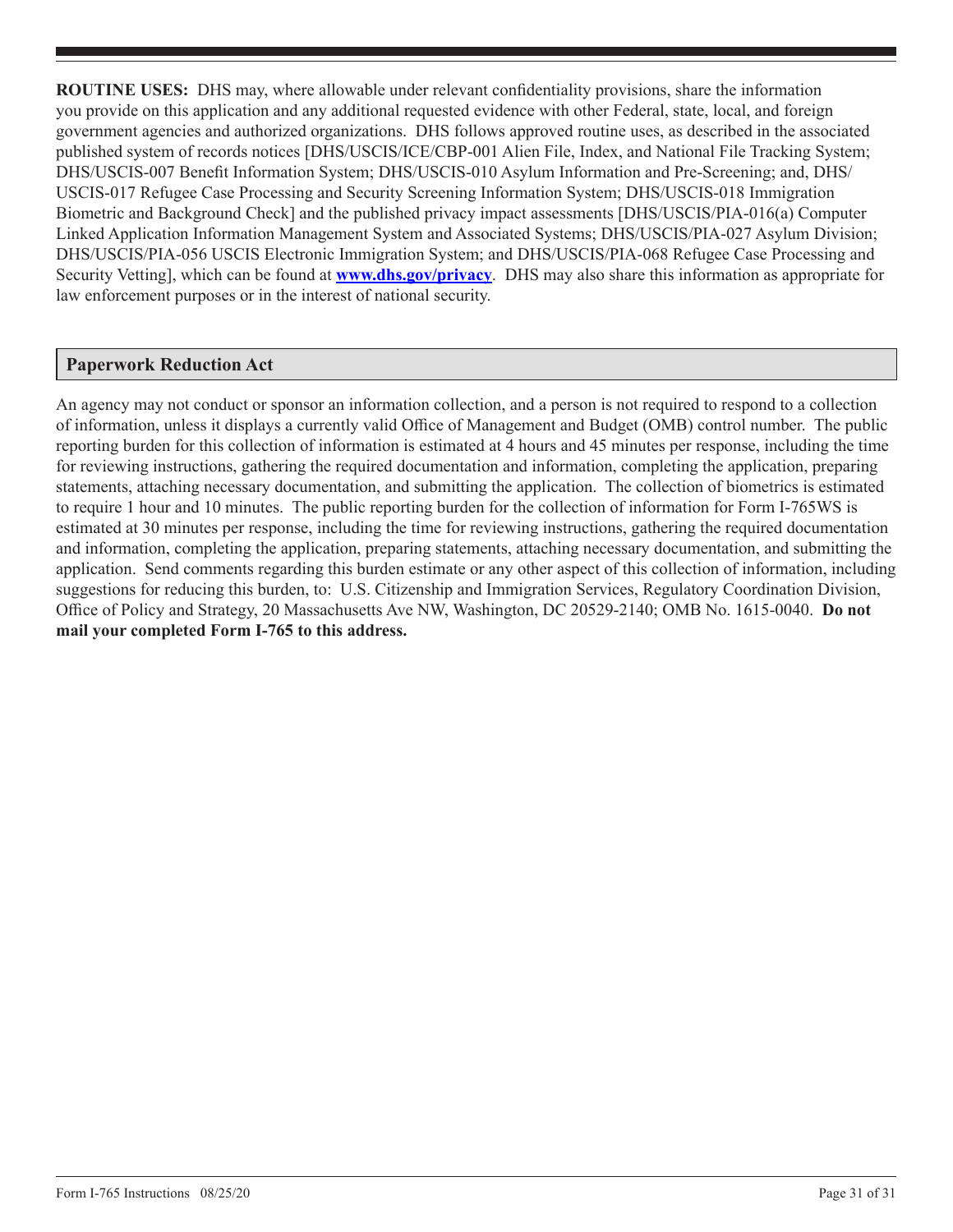**ROUTINE USES:** DHS may, where allowable under relevant confidentiality provisions, share the information you provide on this application and any additional requested evidence with other Federal, state, local, and foreign government agencies and authorized organizations. DHS follows approved routine uses, as described in the associated published system of records notices [DHS/USCIS/ICE/CBP-001 Alien File, Index, and National File Tracking System; DHS/USCIS-007 Benefit Information System; DHS/USCIS-010 Asylum Information and Pre-Screening; and, DHS/USCIS-017 Refugee Case Processing and Security Screening Information System; DHS/USCIS-018 Immigration Biometric and Background Check] and the published privacy impact assessments [DHS/USCIS/PIA-016(a) Computer Linked Application Information Management System and Associated Systems; DHS/USCIS/PIA-027 Asylum Division; DHS/USCIS/PIA-056 USCIS Electronic Immigration System; and DHS/USCIS/PIA-068 Refugee Case Processing and Security Vetting], which can be found at **www.dhs.gov/privacy**. DHS may also share this information as appropriate for law enforcement purposes or in the interest of national security.

## Paperwork Reduction Act

An agency may not conduct or sponsor an information collection, and a person is not required to respond to a collection of information, unless it displays a currently valid Office of Management and Budget (OMB) control number. The public reporting burden for this collection of information is estimated at 4 hours and 45 minutes per response, including the time for reviewing instructions, gathering the required documentation and information, completing the application, preparing statements, attaching necessary documentation, and submitting the application. The collection of biometrics is estimated to require 1 hour and 10 minutes. The public reporting burden for the collection of information for Form I-765WS is estimated at 30 minutes per response, including the time for reviewing instructions, gathering the required documentation and information, completing the application, preparing statements, attaching necessary documentation, and submitting the application. Send comments regarding this burden estimate or any other aspect of this collection of information, including suggestions for reducing this burden, to: U.S. Citizenship and Immigration Services, Regulatory Coordination Division, Office of Policy and Strategy, 20 Massachusetts Ave NW, Washington, DC 20529-2140; OMB No. 1615-0040. **Do not mail your completed Form I-765 to this address.**